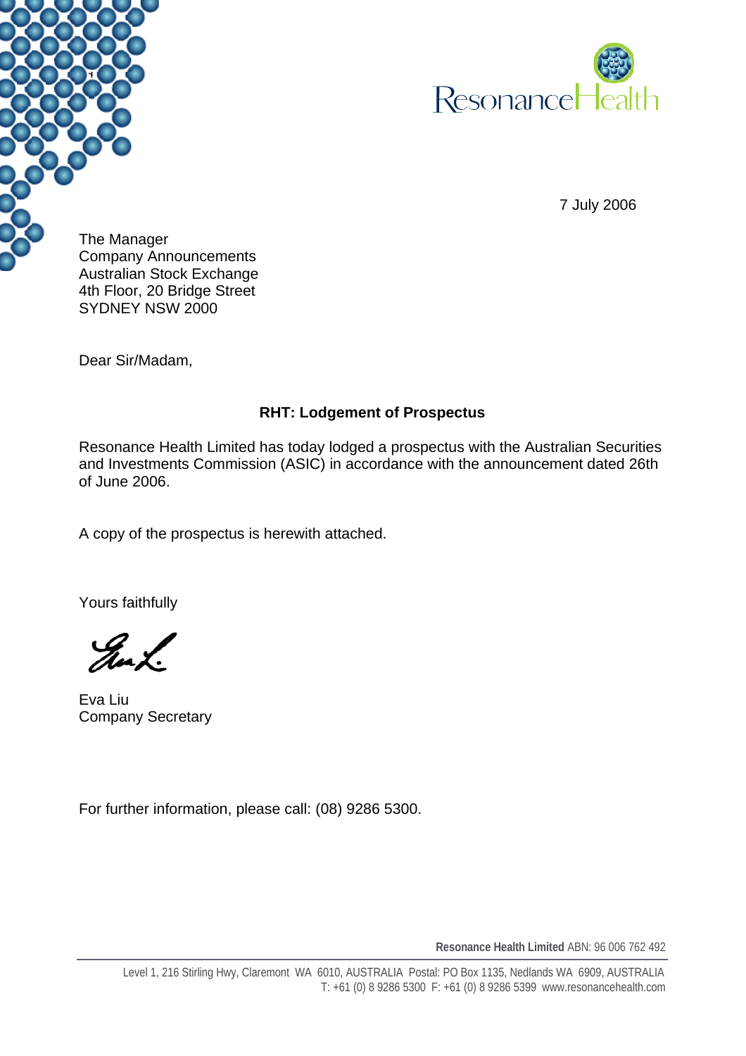ResonanceHealth

7 July 2006

The Manager
Company Announcements
Australian Stock Exchange
4th Floor, 20 Bridge Street
SYDNEY NSW 2000

Dear Sir/Madam,

**RHT: Lodgement of Prospectus**

Resonance Health Limited has today lodged a prospectus with the Australian Securities and Investments Commission (ASIC) in accordance with the announcement dated 26th of June 2006.

A copy of the prospectus is herewith attached.

Yours faithfully

Eva Liu
Company Secretary

For further information, please call: (08) 9286 5300.

**Resonance Health Limited** ABN: 96 006 762 492

Level 1, 216 Stirling Hwy, Claremont WA 6010, AUSTRALIA Postal: PO Box 1135, Nedlands WA 6909, AUSTRALIA
T: +61 (0) 8 9286 5300 F: +61 (0) 8 9286 5399 www.resonancehealth.com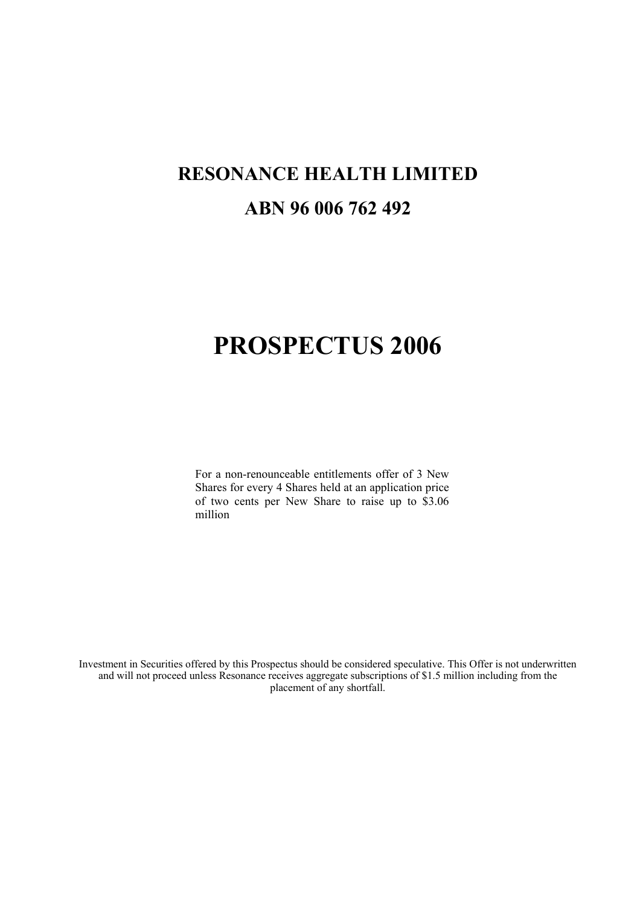# RESONANCE HEALTH LIMITED

## ABN 96 006 762 492

# PROSPECTUS 2006

For a non-renounceable entitlements offer of 3 New Shares for every 4 Shares held at an application price of two cents per New Share to raise up to $3.06 million

Investment in Securities offered by this Prospectus should be considered speculative. This Offer is not underwritten and will not proceed unless Resonance receives aggregate subscriptions of $1.5 million including from the placement of any shortfall.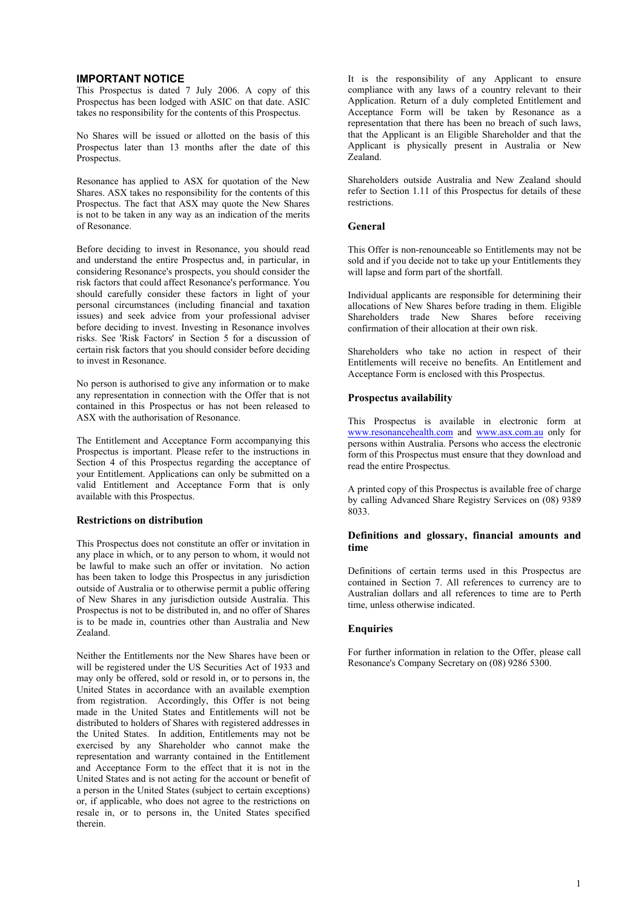## IMPORTANT NOTICE

This Prospectus is dated 7 July 2006. A copy of this Prospectus has been lodged with ASIC on that date. ASIC takes no responsibility for the contents of this Prospectus.

No Shares will be issued or allotted on the basis of this Prospectus later than 13 months after the date of this Prospectus.

Resonance has applied to ASX for quotation of the New Shares. ASX takes no responsibility for the contents of this Prospectus. The fact that ASX may quote the New Shares is not to be taken in any way as an indication of the merits of Resonance.

Before deciding to invest in Resonance, you should read and understand the entire Prospectus and, in particular, in considering Resonance's prospects, you should consider the risk factors that could affect Resonance's performance. You should carefully consider these factors in light of your personal circumstances (including financial and taxation issues) and seek advice from your professional adviser before deciding to invest. Investing in Resonance involves risks. See 'Risk Factors' in Section 5 for a discussion of certain risk factors that you should consider before deciding to invest in Resonance.

No person is authorised to give any information or to make any representation in connection with the Offer that is not contained in this Prospectus or has not been released to ASX with the authorisation of Resonance.

The Entitlement and Acceptance Form accompanying this Prospectus is important. Please refer to the instructions in Section 4 of this Prospectus regarding the acceptance of your Entitlement. Applications can only be submitted on a valid Entitlement and Acceptance Form that is only available with this Prospectus.

### Restrictions on distribution

This Prospectus does not constitute an offer or invitation in any place in which, or to any person to whom, it would not be lawful to make such an offer or invitation. No action has been taken to lodge this Prospectus in any jurisdiction outside of Australia or to otherwise permit a public offering of New Shares in any jurisdiction outside Australia. This Prospectus is not to be distributed in, and no offer of Shares is to be made in, countries other than Australia and New Zealand.

Neither the Entitlements nor the New Shares have been or will be registered under the US Securities Act of 1933 and may only be offered, sold or resold in, or to persons in, the United States in accordance with an available exemption from registration. Accordingly, this Offer is not being made in the United States and Entitlements will not be distributed to holders of Shares with registered addresses in the United States. In addition, Entitlements may not be exercised by any Shareholder who cannot make the representation and warranty contained in the Entitlement and Acceptance Form to the effect that it is not in the United States and is not acting for the account or benefit of a person in the United States (subject to certain exceptions) or, if applicable, who does not agree to the restrictions on resale in, or to persons in, the United States specified therein.

It is the responsibility of any Applicant to ensure compliance with any laws of a country relevant to their Application. Return of a duly completed Entitlement and Acceptance Form will be taken by Resonance as a representation that there has been no breach of such laws, that the Applicant is an Eligible Shareholder and that the Applicant is physically present in Australia or New Zealand.

Shareholders outside Australia and New Zealand should refer to Section 1.11 of this Prospectus for details of these restrictions.

### General

This Offer is non-renounceable so Entitlements may not be sold and if you decide not to take up your Entitlements they will lapse and form part of the shortfall.

Individual applicants are responsible for determining their allocations of New Shares before trading in them. Eligible Shareholders trade New Shares before receiving confirmation of their allocation at their own risk.

Shareholders who take no action in respect of their Entitlements will receive no benefits. An Entitlement and Acceptance Form is enclosed with this Prospectus.

### Prospectus availability

This Prospectus is available in electronic form at www.resonancehealth.com and www.asx.com.au only for persons within Australia. Persons who access the electronic form of this Prospectus must ensure that they download and read the entire Prospectus.

A printed copy of this Prospectus is available free of charge by calling Advanced Share Registry Services on (08) 9389 8033.

### Definitions and glossary, financial amounts and time

Definitions of certain terms used in this Prospectus are contained in Section 7. All references to currency are to Australian dollars and all references to time are to Perth time, unless otherwise indicated.

### Enquiries

For further information in relation to the Offer, please call Resonance's Company Secretary on (08) 9286 5300.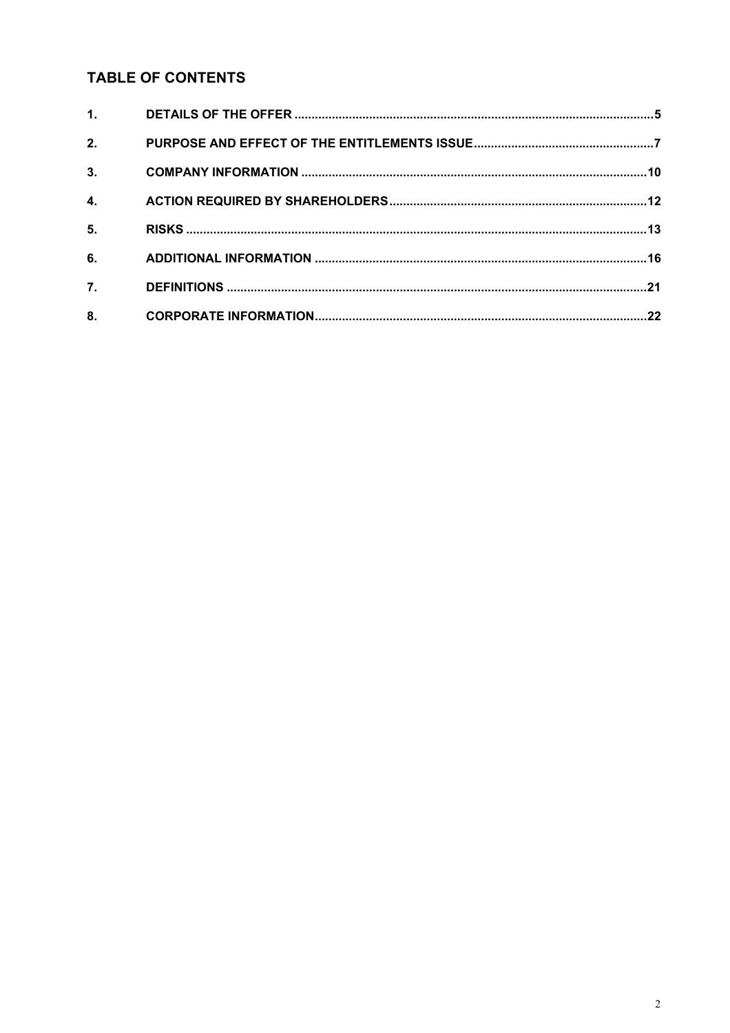## TABLE OF CONTENTS

| | | |
|---|---|---|
| 1. | DETAILS OF THE OFFER | 5 |
| 2. | PURPOSE AND EFFECT OF THE ENTITLEMENTS ISSUE | 7 |
| 3. | COMPANY INFORMATION | 10 |
| 4. | ACTION REQUIRED BY SHAREHOLDERS | 12 |
| 5. | RISKS | 13 |
| 6. | ADDITIONAL INFORMATION | 16 |
| 7. | DEFINITIONS | 21 |
| 8. | CORPORATE INFORMATION | 22 |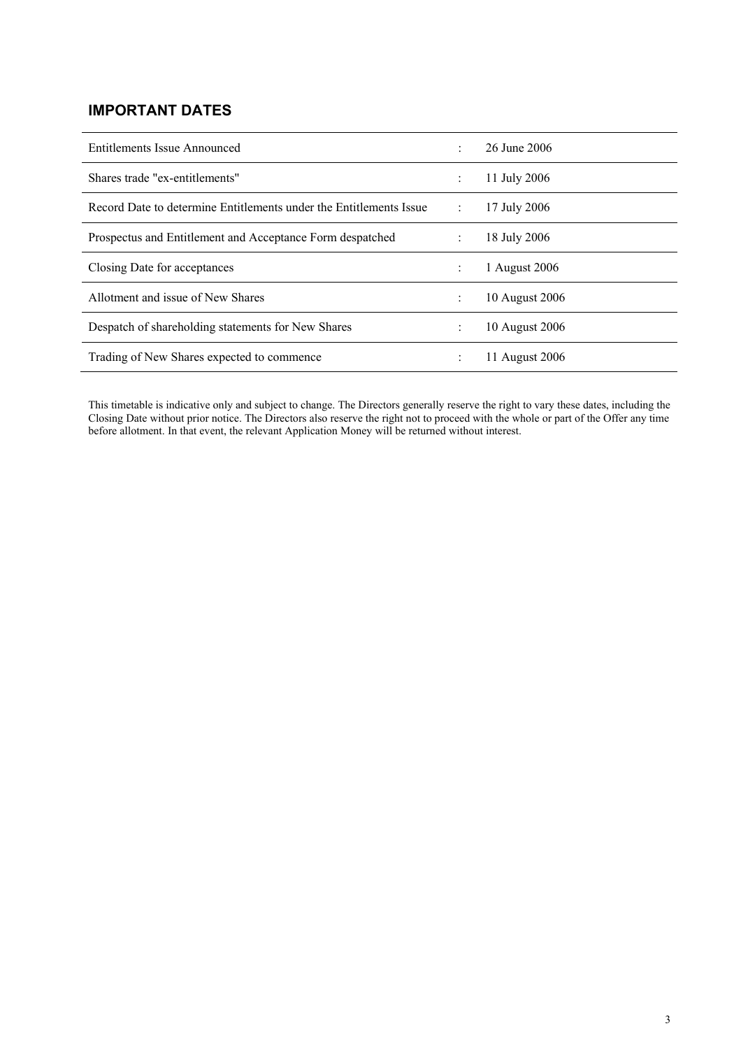## IMPORTANT DATES

| | | |
|---|---|---|
| Entitlements Issue Announced | : | 26 June 2006 |
| Shares trade "ex-entitlements" | : | 11 July 2006 |
| Record Date to determine Entitlements under the Entitlements Issue | : | 17 July 2006 |
| Prospectus and Entitlement and Acceptance Form despatched | : | 18 July 2006 |
| Closing Date for acceptances | : | 1 August 2006 |
| Allotment and issue of New Shares | : | 10 August 2006 |
| Despatch of shareholding statements for New Shares | : | 10 August 2006 |
| Trading of New Shares expected to commence | : | 11 August 2006 |

This timetable is indicative only and subject to change. The Directors generally reserve the right to vary these dates, including the Closing Date without prior notice. The Directors also reserve the right not to proceed with the whole or part of the Offer any time before allotment. In that event, the relevant Application Money will be returned without interest.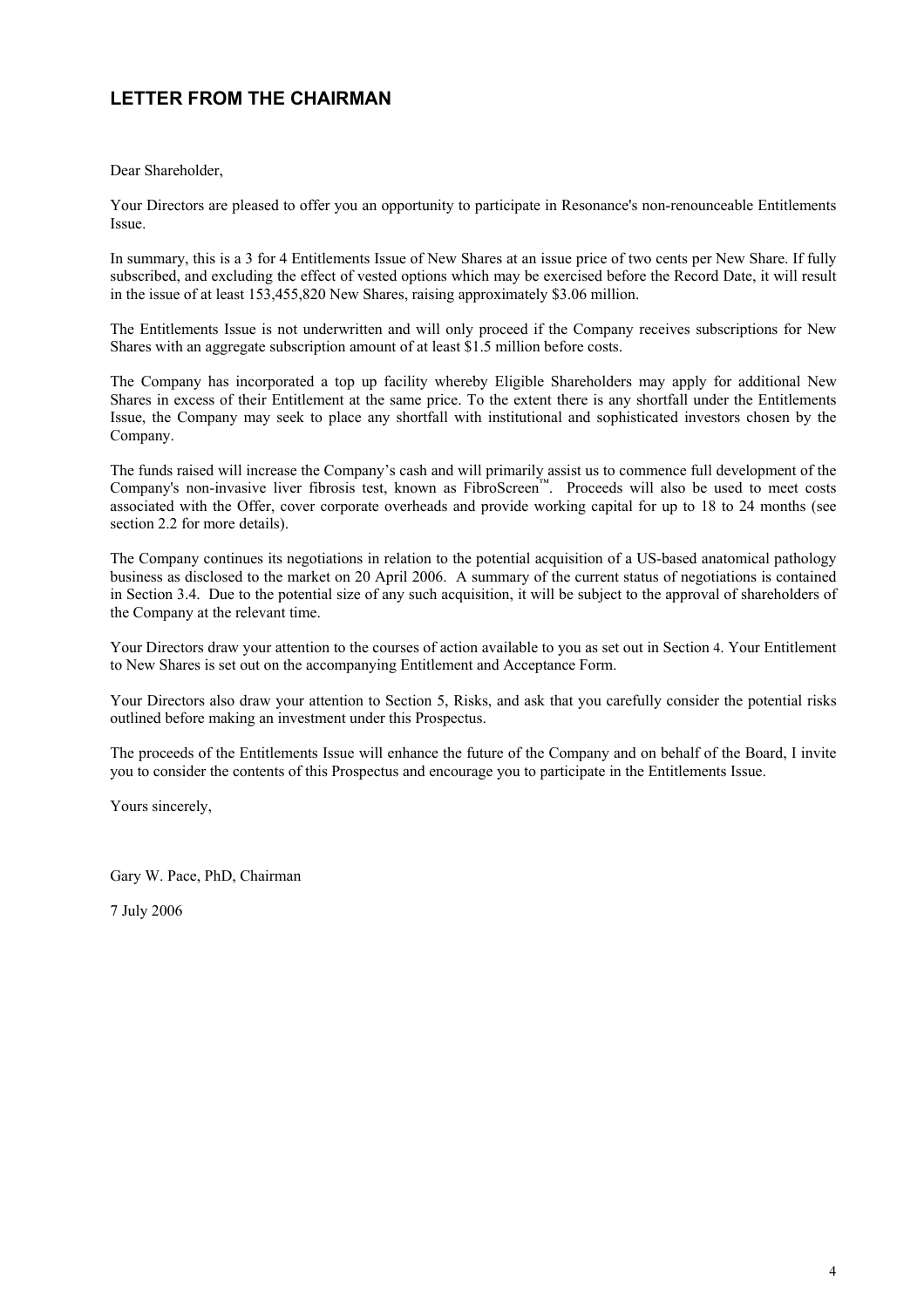## LETTER FROM THE CHAIRMAN

Dear Shareholder,

Your Directors are pleased to offer you an opportunity to participate in Resonance's non-renounceable Entitlements Issue.

In summary, this is a 3 for 4 Entitlements Issue of New Shares at an issue price of two cents per New Share. If fully subscribed, and excluding the effect of vested options which may be exercised before the Record Date, it will result in the issue of at least 153,455,820 New Shares, raising approximately $3.06 million.

The Entitlements Issue is not underwritten and will only proceed if the Company receives subscriptions for New Shares with an aggregate subscription amount of at least $1.5 million before costs.

The Company has incorporated a top up facility whereby Eligible Shareholders may apply for additional New Shares in excess of their Entitlement at the same price. To the extent there is any shortfall under the Entitlements Issue, the Company may seek to place any shortfall with institutional and sophisticated investors chosen by the Company.

The funds raised will increase the Company's cash and will primarily assist us to commence full development of the Company's non-invasive liver fibrosis test, known as FibroScreen™. Proceeds will also be used to meet costs associated with the Offer, cover corporate overheads and provide working capital for up to 18 to 24 months (see section 2.2 for more details).

The Company continues its negotiations in relation to the potential acquisition of a US-based anatomical pathology business as disclosed to the market on 20 April 2006. A summary of the current status of negotiations is contained in Section 3.4. Due to the potential size of any such acquisition, it will be subject to the approval of shareholders of the Company at the relevant time.

Your Directors draw your attention to the courses of action available to you as set out in Section 4. Your Entitlement to New Shares is set out on the accompanying Entitlement and Acceptance Form.

Your Directors also draw your attention to Section 5, Risks, and ask that you carefully consider the potential risks outlined before making an investment under this Prospectus.

The proceeds of the Entitlements Issue will enhance the future of the Company and on behalf of the Board, I invite you to consider the contents of this Prospectus and encourage you to participate in the Entitlements Issue.

Yours sincerely,

Gary W. Pace, PhD, Chairman

7 July 2006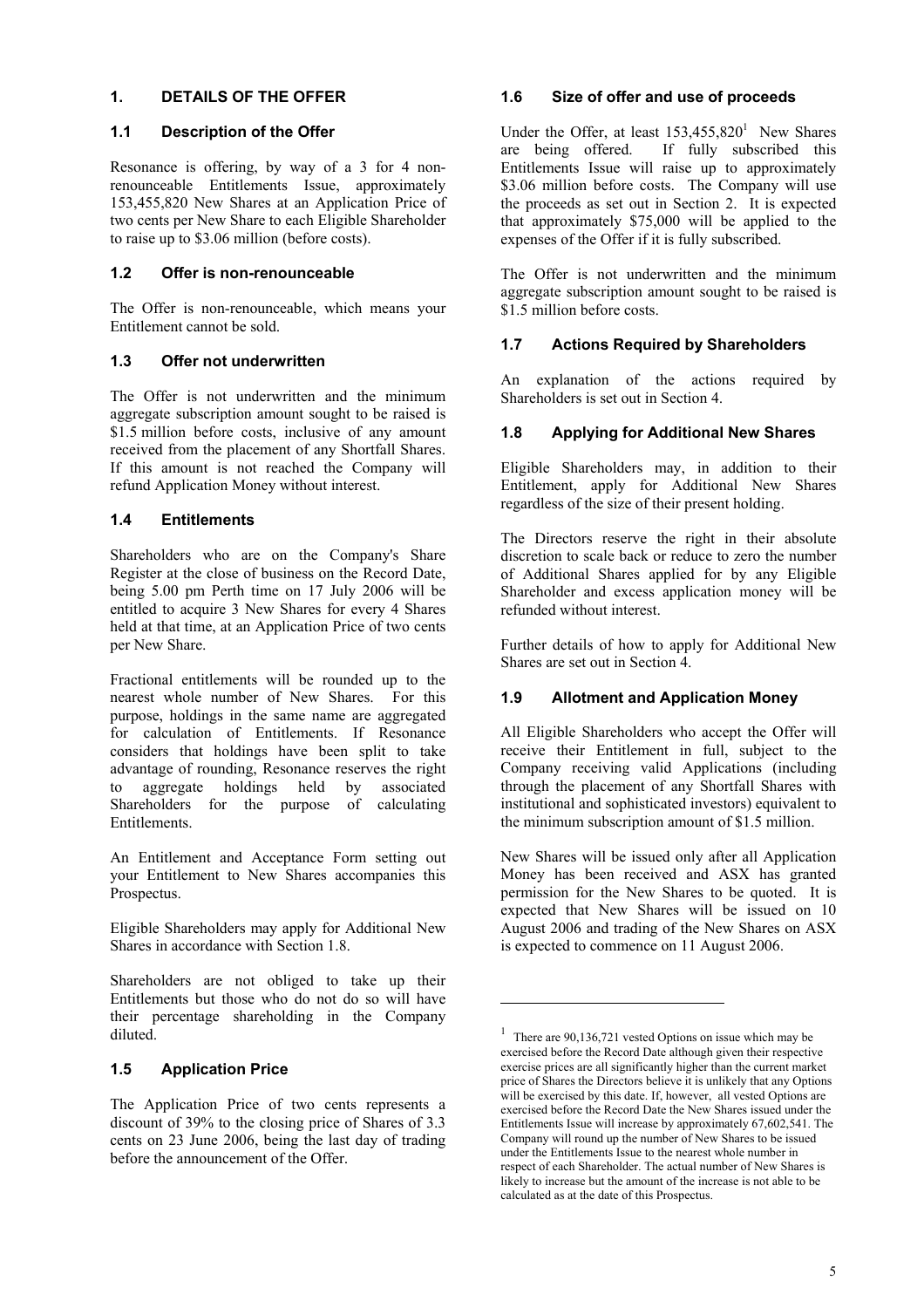# 1. DETAILS OF THE OFFER

## 1.1 Description of the Offer

Resonance is offering, by way of a 3 for 4 non-renounceable Entitlements Issue, approximately 153,455,820 New Shares at an Application Price of two cents per New Share to each Eligible Shareholder to raise up to $3.06 million (before costs).

## 1.2 Offer is non-renounceable

The Offer is non-renounceable, which means your Entitlement cannot be sold.

## 1.3 Offer not underwritten

The Offer is not underwritten and the minimum aggregate subscription amount sought to be raised is $1.5 million before costs, inclusive of any amount received from the placement of any Shortfall Shares. If this amount is not reached the Company will refund Application Money without interest.

## 1.4 Entitlements

Shareholders who are on the Company's Share Register at the close of business on the Record Date, being 5.00 pm Perth time on 17 July 2006 will be entitled to acquire 3 New Shares for every 4 Shares held at that time, at an Application Price of two cents per New Share.

Fractional entitlements will be rounded up to the nearest whole number of New Shares. For this purpose, holdings in the same name are aggregated for calculation of Entitlements. If Resonance considers that holdings have been split to take advantage of rounding, Resonance reserves the right to aggregate holdings held by associated Shareholders for the purpose of calculating Entitlements.

An Entitlement and Acceptance Form setting out your Entitlement to New Shares accompanies this Prospectus.

Eligible Shareholders may apply for Additional New Shares in accordance with Section 1.8.

Shareholders are not obliged to take up their Entitlements but those who do not do so will have their percentage shareholding in the Company diluted.

## 1.5 Application Price

The Application Price of two cents represents a discount of 39% to the closing price of Shares of 3.3 cents on 23 June 2006, being the last day of trading before the announcement of the Offer.

## 1.6 Size of offer and use of proceeds

Under the Offer, at least 153,455,820[1] New Shares are being offered. If fully subscribed this Entitlements Issue will raise up to approximately $3.06 million before costs. The Company will use the proceeds as set out in Section 2. It is expected that approximately $75,000 will be applied to the expenses of the Offer if it is fully subscribed.

The Offer is not underwritten and the minimum aggregate subscription amount sought to be raised is $1.5 million before costs.

## 1.7 Actions Required by Shareholders

An explanation of the actions required by Shareholders is set out in Section 4.

## 1.8 Applying for Additional New Shares

Eligible Shareholders may, in addition to their Entitlement, apply for Additional New Shares regardless of the size of their present holding.

The Directors reserve the right in their absolute discretion to scale back or reduce to zero the number of Additional Shares applied for by any Eligible Shareholder and excess application money will be refunded without interest.

Further details of how to apply for Additional New Shares are set out in Section 4.

## 1.9 Allotment and Application Money

All Eligible Shareholders who accept the Offer will receive their Entitlement in full, subject to the Company receiving valid Applications (including through the placement of any Shortfall Shares with institutional and sophisticated investors) equivalent to the minimum subscription amount of $1.5 million.

New Shares will be issued only after all Application Money has been received and ASX has granted permission for the New Shares to be quoted. It is expected that New Shares will be issued on 10 August 2006 and trading of the New Shares on ASX is expected to commence on 11 August 2006.

---

[1] There are 90,136,721 vested Options on issue which may be exercised before the Record Date although given their respective exercise prices are all significantly higher than the current market price of Shares the Directors believe it is unlikely that any Options will be exercised by this date. If, however, all vested Options are exercised before the Record Date the New Shares issued under the Entitlements Issue will increase by approximately 67,602,541. The Company will round up the number of New Shares to be issued under the Entitlements Issue to the nearest whole number in respect of each Shareholder. The actual number of New Shares is likely to increase but the amount of the increase is not able to be calculated as at the date of this Prospectus.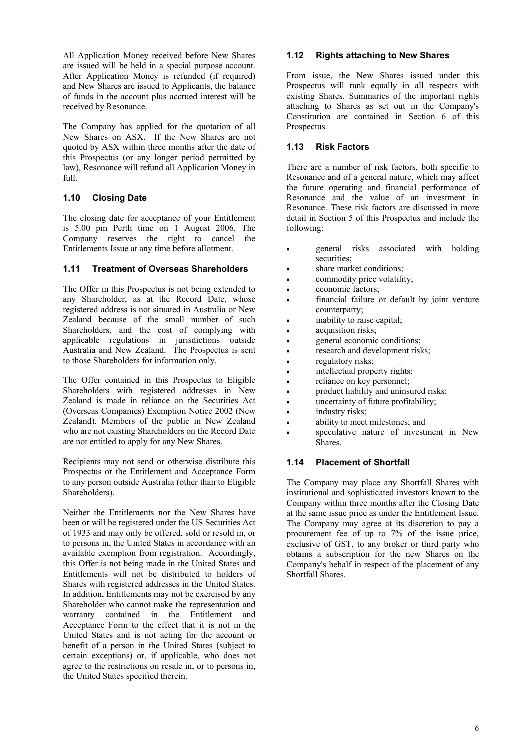All Application Money received before New Shares are issued will be held in a special purpose account. After Application Money is refunded (if required) and New Shares are issued to Applicants, the balance of funds in the account plus accrued interest will be received by Resonance.

The Company has applied for the quotation of all New Shares on ASX. If the New Shares are not quoted by ASX within three months after the date of this Prospectus (or any longer period permitted by law), Resonance will refund all Application Money in full.

### 1.10 Closing Date

The closing date for acceptance of your Entitlement is 5.00 pm Perth time on 1 August 2006. The Company reserves the right to cancel the Entitlements Issue at any time before allotment.

### 1.11 Treatment of Overseas Shareholders

The Offer in this Prospectus is not being extended to any Shareholder, as at the Record Date, whose registered address is not situated in Australia or New Zealand because of the small number of such Shareholders, and the cost of complying with applicable regulations in jurisdictions outside Australia and New Zealand. The Prospectus is sent to those Shareholders for information only.

The Offer contained in this Prospectus to Eligible Shareholders with registered addresses in New Zealand is made in reliance on the Securities Act (Overseas Companies) Exemption Notice 2002 (New Zealand). Members of the public in New Zealand who are not existing Shareholders on the Record Date are not entitled to apply for any New Shares.

Recipients may not send or otherwise distribute this Prospectus or the Entitlement and Acceptance Form to any person outside Australia (other than to Eligible Shareholders).

Neither the Entitlements nor the New Shares have been or will be registered under the US Securities Act of 1933 and may only be offered, sold or resold in, or to persons in, the United States in accordance with an available exemption from registration. Accordingly, this Offer is not being made in the United States and Entitlements will not be distributed to holders of Shares with registered addresses in the United States. In addition, Entitlements may not be exercised by any Shareholder who cannot make the representation and warranty contained in the Entitlement and Acceptance Form to the effect that it is not in the United States and is not acting for the account or benefit of a person in the United States (subject to certain exceptions) or, if applicable, who does not agree to the restrictions on resale in, or to persons in, the United States specified therein.

### 1.12 Rights attaching to New Shares

From issue, the New Shares issued under this Prospectus will rank equally in all respects with existing Shares. Summaries of the important rights attaching to Shares as set out in the Company's Constitution are contained in Section 6 of this Prospectus.

### 1.13 Risk Factors

There are a number of risk factors, both specific to Resonance and of a general nature, which may affect the future operating and financial performance of Resonance and the value of an investment in Resonance. These risk factors are discussed in more detail in Section 5 of this Prospectus and include the following:

- general risks associated with holding securities;
- share market conditions;
- commodity price volatility;
- economic factors;
- financial failure or default by joint venture counterparty;
- inability to raise capital;
- acquisition risks;
- general economic conditions;
- research and development risks;
- regulatory risks;
- intellectual property rights;
- reliance on key personnel;
- product liability and uninsured risks;
- uncertainty of future profitability;
- industry risks;
- ability to meet milestones; and
- speculative nature of investment in New Shares.

### 1.14 Placement of Shortfall

The Company may place any Shortfall Shares with institutional and sophisticated investors known to the Company within three months after the Closing Date at the same issue price as under the Entitlement Issue. The Company may agree at its discretion to pay a procurement fee of up to 7% of the issue price, exclusive of GST, to any broker or third party who obtains a subscription for the new Shares on the Company's behalf in respect of the placement of any Shortfall Shares.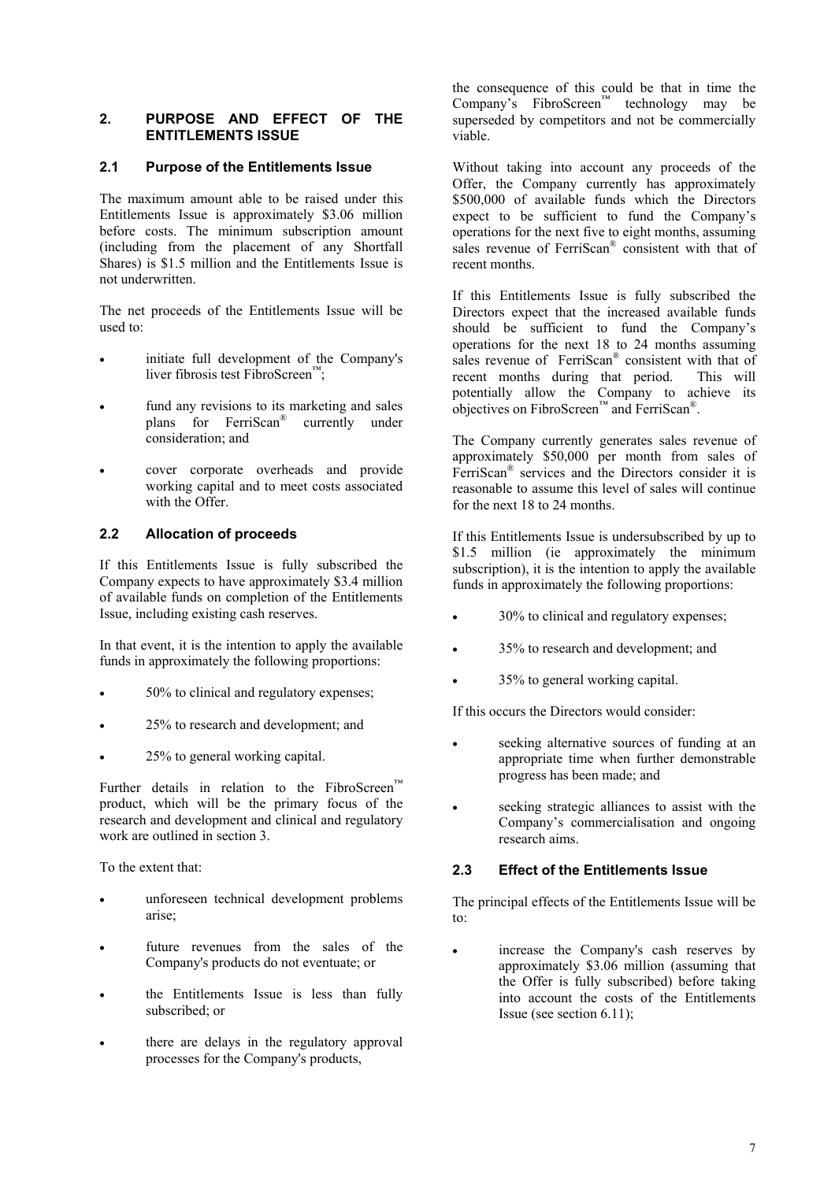## 2. PURPOSE AND EFFECT OF THE ENTITLEMENTS ISSUE

### 2.1 Purpose of the Entitlements Issue

The maximum amount able to be raised under this Entitlements Issue is approximately \$3.06 million before costs. The minimum subscription amount (including from the placement of any Shortfall Shares) is \$1.5 million and the Entitlements Issue is not underwritten.

The net proceeds of the Entitlements Issue will be used to:

- initiate full development of the Company's liver fibrosis test FibroScreen™;
- fund any revisions to its marketing and sales plans for FerriScan® currently under consideration; and
- cover corporate overheads and provide working capital and to meet costs associated with the Offer.

### 2.2 Allocation of proceeds

If this Entitlements Issue is fully subscribed the Company expects to have approximately \$3.4 million of available funds on completion of the Entitlements Issue, including existing cash reserves.

In that event, it is the intention to apply the available funds in approximately the following proportions:

- 50% to clinical and regulatory expenses;
- 25% to research and development; and
- 25% to general working capital.

Further details in relation to the FibroScreen™ product, which will be the primary focus of the research and development and clinical and regulatory work are outlined in section 3.

To the extent that:

- unforeseen technical development problems arise;
- future revenues from the sales of the Company's products do not eventuate; or
- the Entitlements Issue is less than fully subscribed; or
- there are delays in the regulatory approval processes for the Company's products,

the consequence of this could be that in time the Company's FibroScreen™ technology may be superseded by competitors and not be commercially viable.

Without taking into account any proceeds of the Offer, the Company currently has approximately \$500,000 of available funds which the Directors expect to be sufficient to fund the Company's operations for the next five to eight months, assuming sales revenue of FerriScan® consistent with that of recent months.

If this Entitlements Issue is fully subscribed the Directors expect that the increased available funds should be sufficient to fund the Company's operations for the next 18 to 24 months assuming sales revenue of FerriScan® consistent with that of recent months during that period. This will potentially allow the Company to achieve its objectives on FibroScreen™ and FerriScan®.

The Company currently generates sales revenue of approximately \$50,000 per month from sales of FerriScan® services and the Directors consider it is reasonable to assume this level of sales will continue for the next 18 to 24 months.

If this Entitlements Issue is undersubscribed by up to \$1.5 million (ie approximately the minimum subscription), it is the intention to apply the available funds in approximately the following proportions:

- 30% to clinical and regulatory expenses;
- 35% to research and development; and
- 35% to general working capital.

If this occurs the Directors would consider:

- seeking alternative sources of funding at an appropriate time when further demonstrable progress has been made; and
- seeking strategic alliances to assist with the Company's commercialisation and ongoing research aims.

### 2.3 Effect of the Entitlements Issue

The principal effects of the Entitlements Issue will be to:

- increase the Company's cash reserves by approximately \$3.06 million (assuming that the Offer is fully subscribed) before taking into account the costs of the Entitlements Issue (see section 6.11);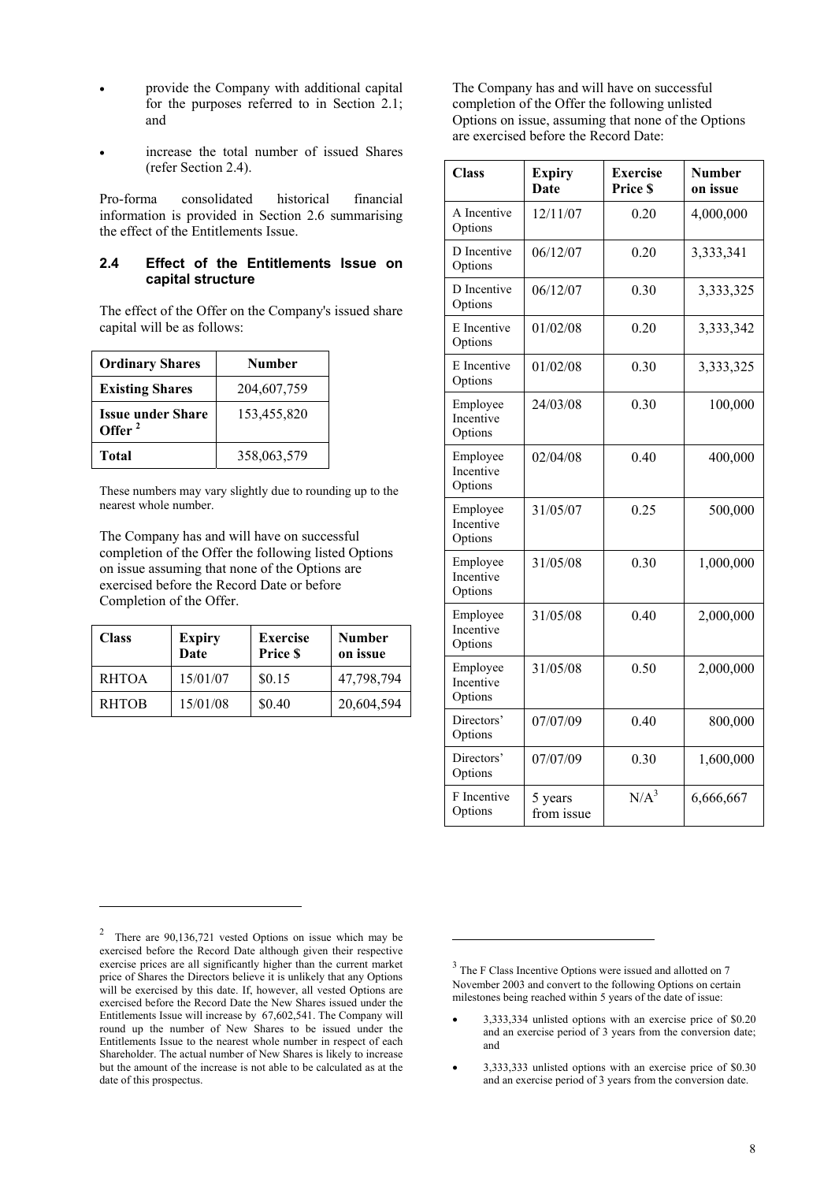- provide the Company with additional capital for the purposes referred to in Section 2.1; and
- increase the total number of issued Shares (refer Section 2.4).

Pro-forma consolidated historical financial information is provided in Section 2.6 summarising the effect of the Entitlements Issue.

## 2.4 Effect of the Entitlements Issue on capital structure

The effect of the Offer on the Company's issued share capital will be as follows:

| Ordinary Shares | Number |
|---|---|
| **Existing Shares** | 204,607,759 |
| **Issue under Share Offer** [2] | 153,455,820 |
| **Total** | 358,063,579 |

These numbers may vary slightly due to rounding up to the nearest whole number.

The Company has and will have on successful completion of the Offer the following listed Options on issue assuming that none of the Options are exercised before the Record Date or before Completion of the Offer.

| Class | Expiry Date | Exercise Price $ | Number on issue |
|---|---|---|---|
| RHTOA | 15/01/07 | $0.15 | 47,798,794 |
| RHTOB | 15/01/08 | $0.40 | 20,604,594 |

The Company has and will have on successful completion of the Offer the following unlisted Options on issue, assuming that none of the Options are exercised before the Record Date:

| Class | Expiry Date | Exercise Price $ | Number on issue |
|---|---|---|---|
| A Incentive Options | 12/11/07 | 0.20 | 4,000,000 |
| D Incentive Options | 06/12/07 | 0.20 | 3,333,341 |
| D Incentive Options | 06/12/07 | 0.30 | 3,333,325 |
| E Incentive Options | 01/02/08 | 0.20 | 3,333,342 |
| E Incentive Options | 01/02/08 | 0.30 | 3,333,325 |
| Employee Incentive Options | 24/03/08 | 0.30 | 100,000 |
| Employee Incentive Options | 02/04/08 | 0.40 | 400,000 |
| Employee Incentive Options | 31/05/07 | 0.25 | 500,000 |
| Employee Incentive Options | 31/05/08 | 0.30 | 1,000,000 |
| Employee Incentive Options | 31/05/08 | 0.40 | 2,000,000 |
| Employee Incentive Options | 31/05/08 | 0.50 | 2,000,000 |
| Directors' Options | 07/07/09 | 0.40 | 800,000 |
| Directors' Options | 07/07/09 | 0.30 | 1,600,000 |
| F Incentive Options | 5 years from issue | N/A[3] | 6,666,667 |

[2] There are 90,136,721 vested Options on issue which may be exercised before the Record Date although given their respective exercise prices are all significantly higher than the current market price of Shares the Directors believe it is unlikely that any Options will be exercised by this date. If, however, all vested Options are exercised before the Record Date the New Shares issued under the Entitlements Issue will increase by 67,602,541. The Company will round up the number of New Shares to be issued under the Entitlements Issue to the nearest whole number in respect of each Shareholder. The actual number of New Shares is likely to increase but the amount of the increase is not able to be calculated as at the date of this prospectus.

[3] The F Class Incentive Options were issued and allotted on 7 November 2003 and convert to the following Options on certain milestones being reached within 5 years of the date of issue:

- 3,333,334 unlisted options with an exercise price of $0.20 and an exercise period of 3 years from the conversion date; and
- 3,333,333 unlisted options with an exercise price of $0.30 and an exercise period of 3 years from the conversion date.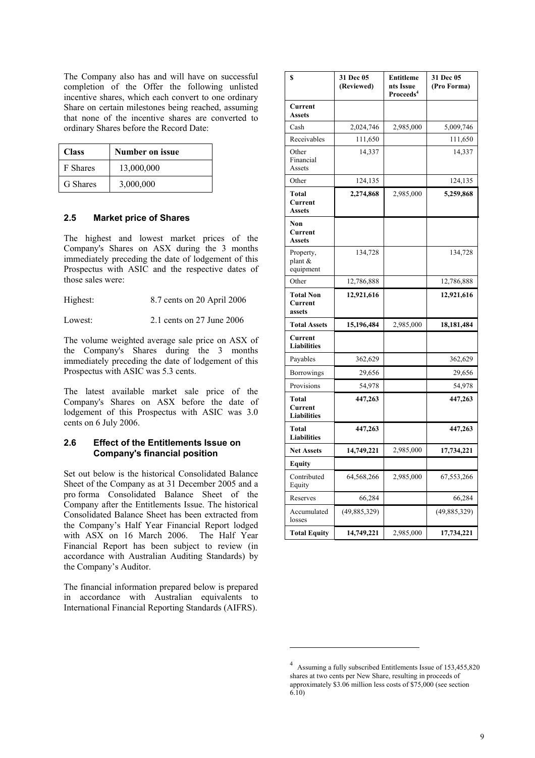The Company also has and will have on successful completion of the Offer the following unlisted incentive shares, which each convert to one ordinary Share on certain milestones being reached, assuming that none of the incentive shares are converted to ordinary Shares before the Record Date:

| Class | Number on issue |
|---|---|
| F Shares | 13,000,000 |
| G Shares | 3,000,000 |

## 2.5 Market price of Shares

The highest and lowest market prices of the Company's Shares on ASX during the 3 months immediately preceding the date of lodgement of this Prospectus with ASIC and the respective dates of those sales were:

Highest: 8.7 cents on 20 April 2006

Lowest: 2.1 cents on 27 June 2006

The volume weighted average sale price on ASX of the Company's Shares during the 3 months immediately preceding the date of lodgement of this Prospectus with ASIC was 5.3 cents.

The latest available market sale price of the Company's Shares on ASX before the date of lodgement of this Prospectus with ASIC was 3.0 cents on 6 July 2006.

## 2.6 Effect of the Entitlements Issue on Company's financial position

Set out below is the historical Consolidated Balance Sheet of the Company as at 31 December 2005 and a pro forma Consolidated Balance Sheet of the Company after the Entitlements Issue. The historical Consolidated Balance Sheet has been extracted from the Company's Half Year Financial Report lodged with ASX on 16 March 2006. The Half Year Financial Report has been subject to review (in accordance with Australian Auditing Standards) by the Company's Auditor.

The financial information prepared below is prepared in accordance with Australian equivalents to International Financial Reporting Standards (AIFRS).

| $ | 31 Dec 05 (Reviewed) | Entitlements Issue Proceeds[4] | 31 Dec 05 (Pro Forma) |
|---|---|---|---|
| **Current Assets** | | | |
| Cash | 2,024,746 | 2,985,000 | 5,009,746 |
| Receivables | 111,650 | | 111,650 |
| Other Financial Assets | 14,337 | | 14,337 |
| Other | 124,135 | | 124,135 |
| **Total Current Assets** | **2,274,868** | 2,985,000 | **5,259,868** |
| **Non Current Assets** | | | |
| Property, plant & equipment | 134,728 | | 134,728 |
| Other | 12,786,888 | | 12,786,888 |
| **Total Non Current assets** | **12,921,616** | | **12,921,616** |
| **Total Assets** | **15,196,484** | 2,985,000 | **18,181,484** |
| **Current Liabilities** | | | |
| Payables | 362,629 | | 362,629 |
| Borrowings | 29,656 | | 29,656 |
| Provisions | 54,978 | | 54,978 |
| **Total Current Liabilities** | **447,263** | | **447,263** |
| **Total Liabilities** | **447,263** | | **447,263** |
| **Net Assets** | **14,749,221** | 2,985,000 | **17,734,221** |
| **Equity** | | | |
| Contributed Equity | 64,568,266 | 2,985,000 | 67,553,266 |
| Reserves | 66,284 | | 66,284 |
| Accumulated losses | (49,885,329) | | (49,885,329) |
| **Total Equity** | **14,749,221** | 2,985,000 | **17,734,221** |

[4] Assuming a fully subscribed Entitlements Issue of 153,455,820 shares at two cents per New Share, resulting in proceeds of approximately $3.06 million less costs of $75,000 (see section 6.10)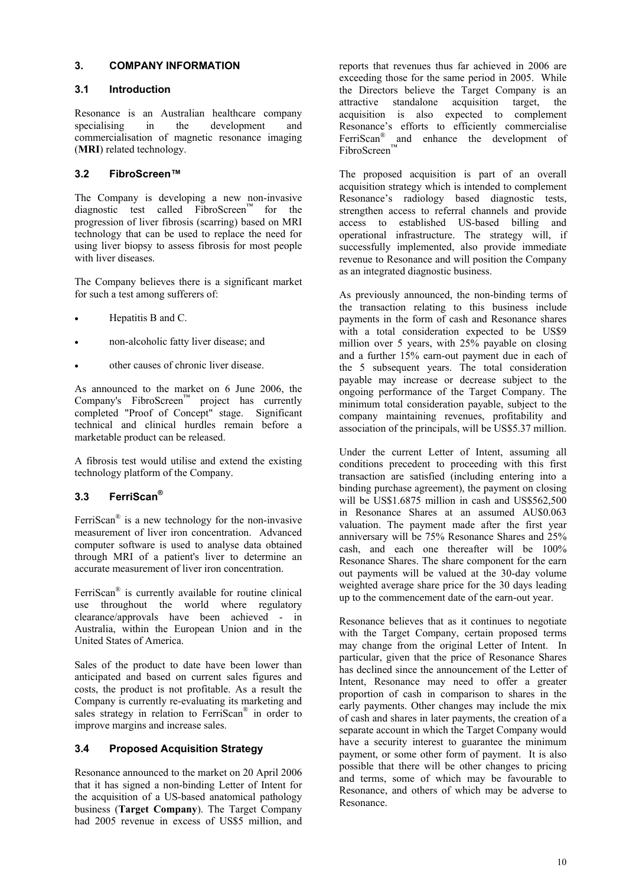## 3. COMPANY INFORMATION

### 3.1 Introduction

Resonance is an Australian healthcare company specialising in the development and commercialisation of magnetic resonance imaging (**MRI**) related technology.

### 3.2 FibroScreen™

The Company is developing a new non-invasive diagnostic test called FibroScreen™ for the progression of liver fibrosis (scarring) based on MRI technology that can be used to replace the need for using liver biopsy to assess fibrosis for most people with liver diseases.

The Company believes there is a significant market for such a test among sufferers of:

- Hepatitis B and C.
- non-alcoholic fatty liver disease; and
- other causes of chronic liver disease.

As announced to the market on 6 June 2006, the Company's FibroScreen™ project has currently completed "Proof of Concept" stage. Significant technical and clinical hurdles remain before a marketable product can be released.

A fibrosis test would utilise and extend the existing technology platform of the Company.

### 3.3 FerriScan®

FerriScan® is a new technology for the non-invasive measurement of liver iron concentration. Advanced computer software is used to analyse data obtained through MRI of a patient's liver to determine an accurate measurement of liver iron concentration.

FerriScan® is currently available for routine clinical use throughout the world where regulatory clearance/approvals have been achieved - in Australia, within the European Union and in the United States of America.

Sales of the product to date have been lower than anticipated and based on current sales figures and costs, the product is not profitable. As a result the Company is currently re-evaluating its marketing and sales strategy in relation to FerriScan® in order to improve margins and increase sales.

### 3.4 Proposed Acquisition Strategy

Resonance announced to the market on 20 April 2006 that it has signed a non-binding Letter of Intent for the acquisition of a US-based anatomical pathology business (**Target Company**). The Target Company had 2005 revenue in excess of US$5 million, and reports that revenues thus far achieved in 2006 are exceeding those for the same period in 2005. While the Directors believe the Target Company is an attractive standalone acquisition target, the acquisition is also expected to complement Resonance's efforts to efficiently commercialise FerriScan® and enhance the development of FibroScreen™

The proposed acquisition is part of an overall acquisition strategy which is intended to complement Resonance's radiology based diagnostic tests, strengthen access to referral channels and provide access to established US-based billing and operational infrastructure. The strategy will, if successfully implemented, also provide immediate revenue to Resonance and will position the Company as an integrated diagnostic business.

As previously announced, the non-binding terms of the transaction relating to this business include payments in the form of cash and Resonance shares with a total consideration expected to be US$9 million over 5 years, with 25% payable on closing and a further 15% earn-out payment due in each of the 5 subsequent years. The total consideration payable may increase or decrease subject to the ongoing performance of the Target Company. The minimum total consideration payable, subject to the company maintaining revenues, profitability and association of the principals, will be US$5.37 million.

Under the current Letter of Intent, assuming all conditions precedent to proceeding with this first transaction are satisfied (including entering into a binding purchase agreement), the payment on closing will be US$1.6875 million in cash and US$562,500 in Resonance Shares at an assumed AU$0.063 valuation. The payment made after the first year anniversary will be 75% Resonance Shares and 25% cash, and each one thereafter will be 100% Resonance Shares. The share component for the earn out payments will be valued at the 30-day volume weighted average share price for the 30 days leading up to the commencement date of the earn-out year.

Resonance believes that as it continues to negotiate with the Target Company, certain proposed terms may change from the original Letter of Intent. In particular, given that the price of Resonance Shares has declined since the announcement of the Letter of Intent, Resonance may need to offer a greater proportion of cash in comparison to shares in the early payments. Other changes may include the mix of cash and shares in later payments, the creation of a separate account in which the Target Company would have a security interest to guarantee the minimum payment, or some other form of payment. It is also possible that there will be other changes to pricing and terms, some of which may be favourable to Resonance, and others of which may be adverse to Resonance.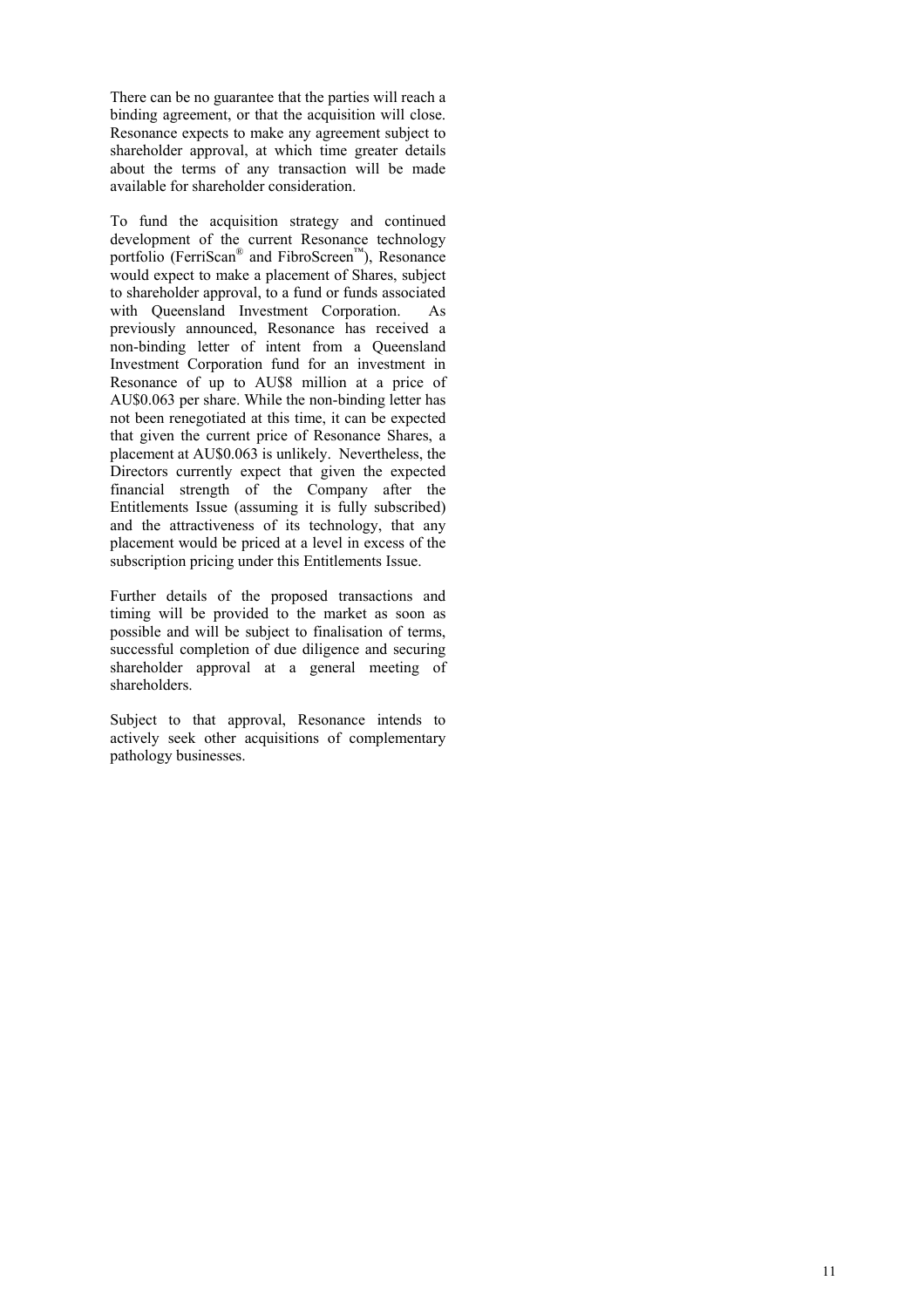There can be no guarantee that the parties will reach a binding agreement, or that the acquisition will close. Resonance expects to make any agreement subject to shareholder approval, at which time greater details about the terms of any transaction will be made available for shareholder consideration.

To fund the acquisition strategy and continued development of the current Resonance technology portfolio (FerriScan® and FibroScreen™), Resonance would expect to make a placement of Shares, subject to shareholder approval, to a fund or funds associated with Queensland Investment Corporation. As previously announced, Resonance has received a non-binding letter of intent from a Queensland Investment Corporation fund for an investment in Resonance of up to AU$8 million at a price of AU$0.063 per share. While the non-binding letter has not been renegotiated at this time, it can be expected that given the current price of Resonance Shares, a placement at AU$0.063 is unlikely. Nevertheless, the Directors currently expect that given the expected financial strength of the Company after the Entitlements Issue (assuming it is fully subscribed) and the attractiveness of its technology, that any placement would be priced at a level in excess of the subscription pricing under this Entitlements Issue.

Further details of the proposed transactions and timing will be provided to the market as soon as possible and will be subject to finalisation of terms, successful completion of due diligence and securing shareholder approval at a general meeting of shareholders.

Subject to that approval, Resonance intends to actively seek other acquisitions of complementary pathology businesses.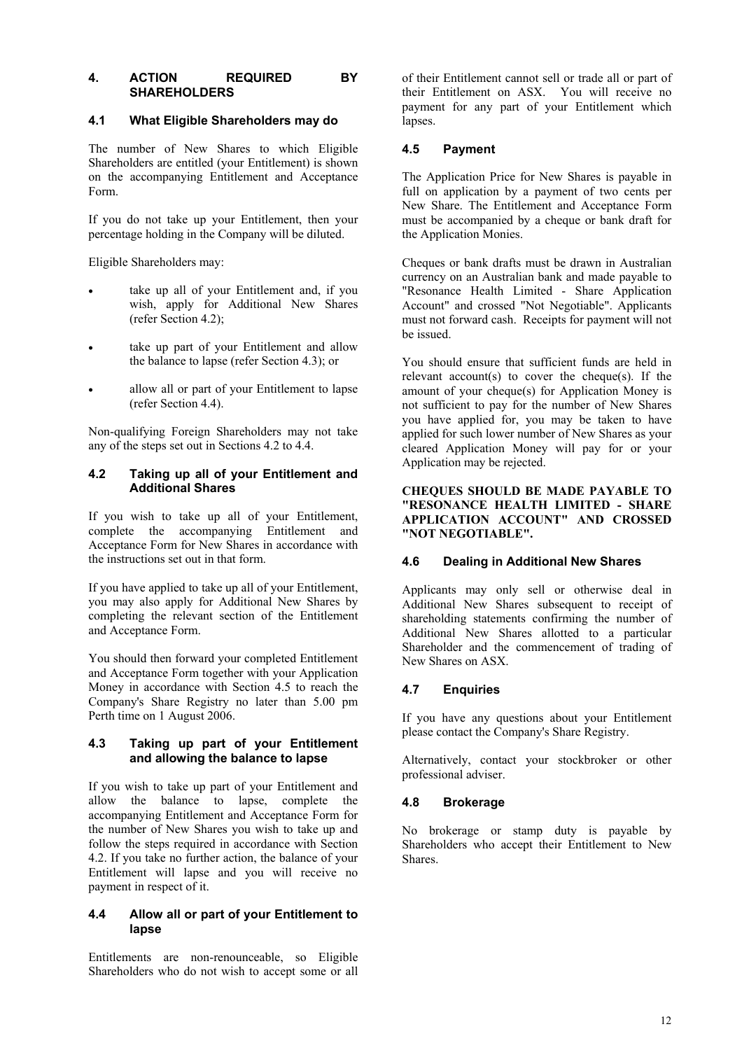# 4. ACTION REQUIRED BY SHAREHOLDERS

## 4.1 What Eligible Shareholders may do

The number of New Shares to which Eligible Shareholders are entitled (your Entitlement) is shown on the accompanying Entitlement and Acceptance Form.

If you do not take up your Entitlement, then your percentage holding in the Company will be diluted.

Eligible Shareholders may:

- take up all of your Entitlement and, if you wish, apply for Additional New Shares (refer Section 4.2);
- take up part of your Entitlement and allow the balance to lapse (refer Section 4.3); or
- allow all or part of your Entitlement to lapse (refer Section 4.4).

Non-qualifying Foreign Shareholders may not take any of the steps set out in Sections 4.2 to 4.4.

## 4.2 Taking up all of your Entitlement and Additional Shares

If you wish to take up all of your Entitlement, complete the accompanying Entitlement and Acceptance Form for New Shares in accordance with the instructions set out in that form.

If you have applied to take up all of your Entitlement, you may also apply for Additional New Shares by completing the relevant section of the Entitlement and Acceptance Form.

You should then forward your completed Entitlement and Acceptance Form together with your Application Money in accordance with Section 4.5 to reach the Company's Share Registry no later than 5.00 pm Perth time on 1 August 2006.

## 4.3 Taking up part of your Entitlement and allowing the balance to lapse

If you wish to take up part of your Entitlement and allow the balance to lapse, complete the accompanying Entitlement and Acceptance Form for the number of New Shares you wish to take up and follow the steps required in accordance with Section 4.2. If you take no further action, the balance of your Entitlement will lapse and you will receive no payment in respect of it.

## 4.4 Allow all or part of your Entitlement to lapse

Entitlements are non-renounceable, so Eligible Shareholders who do not wish to accept some or all of their Entitlement cannot sell or trade all or part of their Entitlement on ASX. You will receive no payment for any part of your Entitlement which lapses.

## 4.5 Payment

The Application Price for New Shares is payable in full on application by a payment of two cents per New Share. The Entitlement and Acceptance Form must be accompanied by a cheque or bank draft for the Application Monies.

Cheques or bank drafts must be drawn in Australian currency on an Australian bank and made payable to "Resonance Health Limited - Share Application Account" and crossed "Not Negotiable". Applicants must not forward cash. Receipts for payment will not be issued.

You should ensure that sufficient funds are held in relevant account(s) to cover the cheque(s). If the amount of your cheque(s) for Application Money is not sufficient to pay for the number of New Shares you have applied for, you may be taken to have applied for such lower number of New Shares as your cleared Application Money will pay for or your Application may be rejected.

**CHEQUES SHOULD BE MADE PAYABLE TO "RESONANCE HEALTH LIMITED - SHARE APPLICATION ACCOUNT" AND CROSSED "NOT NEGOTIABLE".**

## 4.6 Dealing in Additional New Shares

Applicants may only sell or otherwise deal in Additional New Shares subsequent to receipt of shareholding statements confirming the number of Additional New Shares allotted to a particular Shareholder and the commencement of trading of New Shares on ASX.

## 4.7 Enquiries

If you have any questions about your Entitlement please contact the Company's Share Registry.

Alternatively, contact your stockbroker or other professional adviser.

## 4.8 Brokerage

No brokerage or stamp duty is payable by Shareholders who accept their Entitlement to New Shares.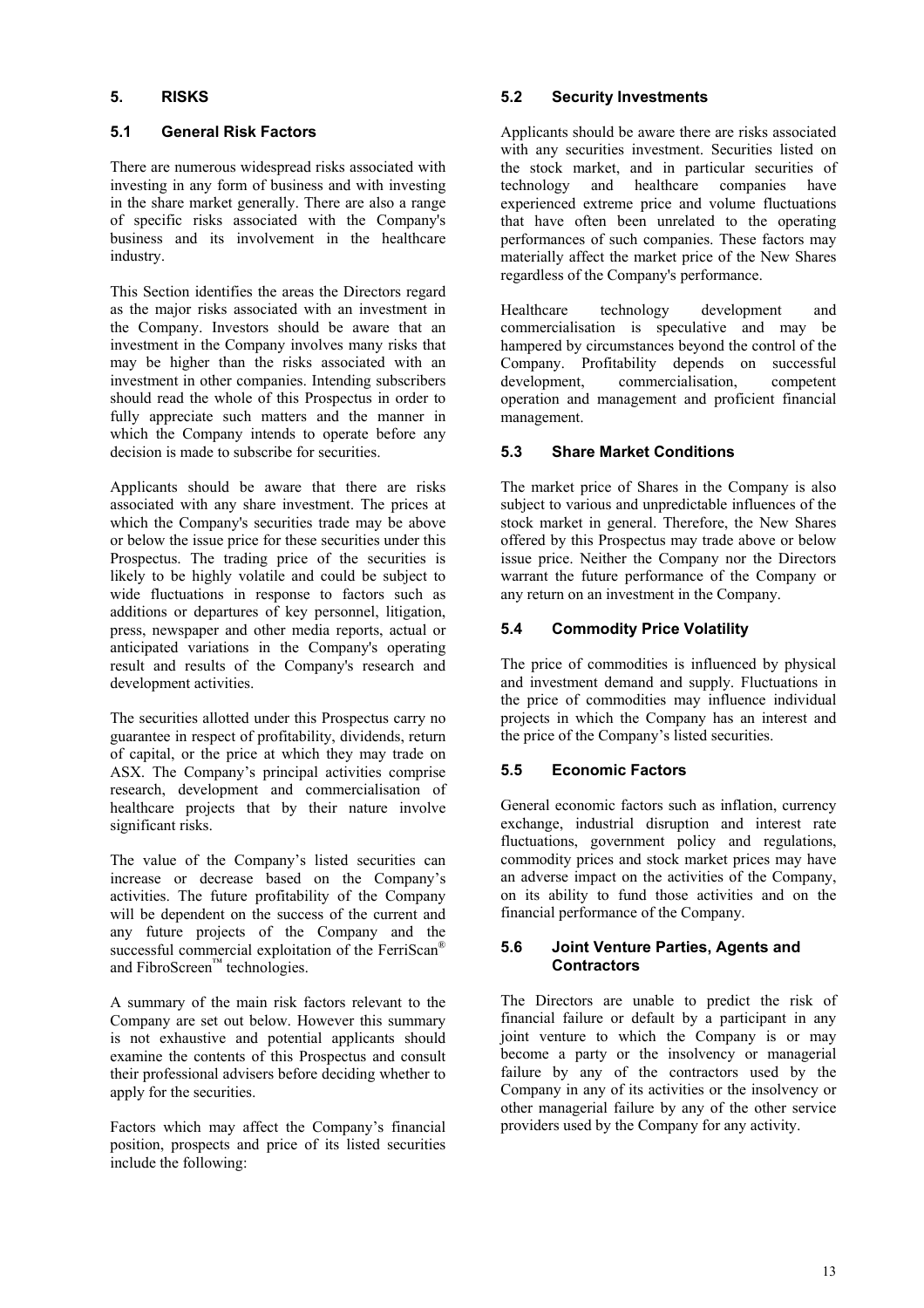## 5. RISKS

### 5.1 General Risk Factors

There are numerous widespread risks associated with investing in any form of business and with investing in the share market generally. There are also a range of specific risks associated with the Company's business and its involvement in the healthcare industry.

This Section identifies the areas the Directors regard as the major risks associated with an investment in the Company. Investors should be aware that an investment in the Company involves many risks that may be higher than the risks associated with an investment in other companies. Intending subscribers should read the whole of this Prospectus in order to fully appreciate such matters and the manner in which the Company intends to operate before any decision is made to subscribe for securities.

Applicants should be aware that there are risks associated with any share investment. The prices at which the Company's securities trade may be above or below the issue price for these securities under this Prospectus. The trading price of the securities is likely to be highly volatile and could be subject to wide fluctuations in response to factors such as additions or departures of key personnel, litigation, press, newspaper and other media reports, actual or anticipated variations in the Company's operating result and results of the Company's research and development activities.

The securities allotted under this Prospectus carry no guarantee in respect of profitability, dividends, return of capital, or the price at which they may trade on ASX. The Company's principal activities comprise research, development and commercialisation of healthcare projects that by their nature involve significant risks.

The value of the Company's listed securities can increase or decrease based on the Company's activities. The future profitability of the Company will be dependent on the success of the current and any future projects of the Company and the successful commercial exploitation of the FerriScan® and FibroScreen™ technologies.

A summary of the main risk factors relevant to the Company are set out below. However this summary is not exhaustive and potential applicants should examine the contents of this Prospectus and consult their professional advisers before deciding whether to apply for the securities.

Factors which may affect the Company's financial position, prospects and price of its listed securities include the following:

### 5.2 Security Investments

Applicants should be aware there are risks associated with any securities investment. Securities listed on the stock market, and in particular securities of technology and healthcare companies have experienced extreme price and volume fluctuations that have often been unrelated to the operating performances of such companies. These factors may materially affect the market price of the New Shares regardless of the Company's performance.

Healthcare technology development and commercialisation is speculative and may be hampered by circumstances beyond the control of the Company. Profitability depends on successful development, commercialisation, competent operation and management and proficient financial management.

### 5.3 Share Market Conditions

The market price of Shares in the Company is also subject to various and unpredictable influences of the stock market in general. Therefore, the New Shares offered by this Prospectus may trade above or below issue price. Neither the Company nor the Directors warrant the future performance of the Company or any return on an investment in the Company.

### 5.4 Commodity Price Volatility

The price of commodities is influenced by physical and investment demand and supply. Fluctuations in the price of commodities may influence individual projects in which the Company has an interest and the price of the Company's listed securities.

### 5.5 Economic Factors

General economic factors such as inflation, currency exchange, industrial disruption and interest rate fluctuations, government policy and regulations, commodity prices and stock market prices may have an adverse impact on the activities of the Company, on its ability to fund those activities and on the financial performance of the Company.

### 5.6 Joint Venture Parties, Agents and Contractors

The Directors are unable to predict the risk of financial failure or default by a participant in any joint venture to which the Company is or may become a party or the insolvency or managerial failure by any of the contractors used by the Company in any of its activities or the insolvency or other managerial failure by any of the other service providers used by the Company for any activity.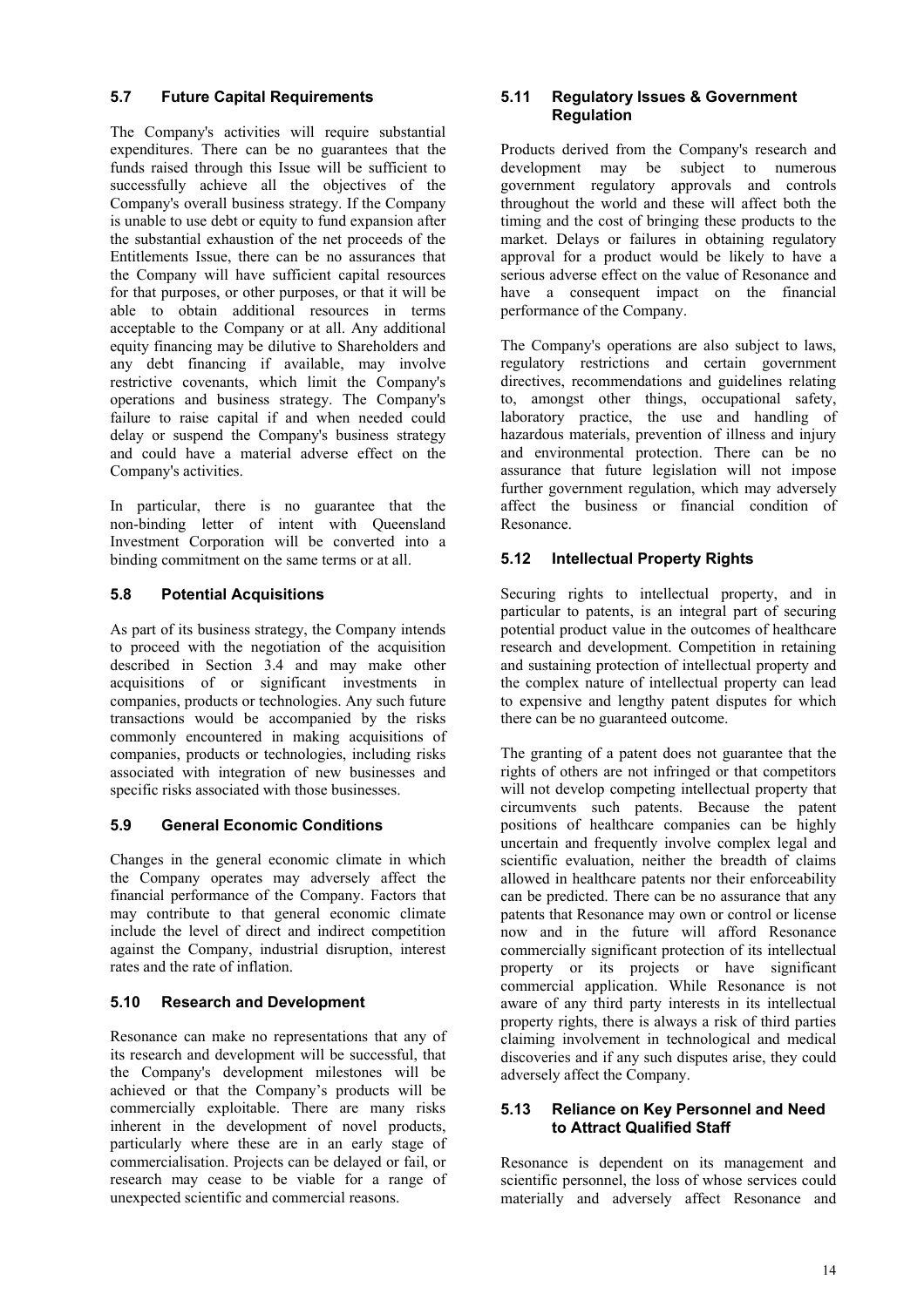### 5.7 Future Capital Requirements

The Company's activities will require substantial expenditures. There can be no guarantees that the funds raised through this Issue will be sufficient to successfully achieve all the objectives of the Company's overall business strategy. If the Company is unable to use debt or equity to fund expansion after the substantial exhaustion of the net proceeds of the Entitlements Issue, there can be no assurances that the Company will have sufficient capital resources for that purposes, or other purposes, or that it will be able to obtain additional resources in terms acceptable to the Company or at all. Any additional equity financing may be dilutive to Shareholders and any debt financing if available, may involve restrictive covenants, which limit the Company's operations and business strategy. The Company's failure to raise capital if and when needed could delay or suspend the Company's business strategy and could have a material adverse effect on the Company's activities.

In particular, there is no guarantee that the non-binding letter of intent with Queensland Investment Corporation will be converted into a binding commitment on the same terms or at all.

### 5.8 Potential Acquisitions

As part of its business strategy, the Company intends to proceed with the negotiation of the acquisition described in Section 3.4 and may make other acquisitions of or significant investments in companies, products or technologies. Any such future transactions would be accompanied by the risks commonly encountered in making acquisitions of companies, products or technologies, including risks associated with integration of new businesses and specific risks associated with those businesses.

### 5.9 General Economic Conditions

Changes in the general economic climate in which the Company operates may adversely affect the financial performance of the Company. Factors that may contribute to that general economic climate include the level of direct and indirect competition against the Company, industrial disruption, interest rates and the rate of inflation.

### 5.10 Research and Development

Resonance can make no representations that any of its research and development will be successful, that the Company's development milestones will be achieved or that the Company's products will be commercially exploitable. There are many risks inherent in the development of novel products, particularly where these are in an early stage of commercialisation. Projects can be delayed or fail, or research may cease to be viable for a range of unexpected scientific and commercial reasons.

### 5.11 Regulatory Issues & Government Regulation

Products derived from the Company's research and development may be subject to numerous government regulatory approvals and controls throughout the world and these will affect both the timing and the cost of bringing these products to the market. Delays or failures in obtaining regulatory approval for a product would be likely to have a serious adverse effect on the value of Resonance and have a consequent impact on the financial performance of the Company.

The Company's operations are also subject to laws, regulatory restrictions and certain government directives, recommendations and guidelines relating to, amongst other things, occupational safety, laboratory practice, the use and handling of hazardous materials, prevention of illness and injury and environmental protection. There can be no assurance that future legislation will not impose further government regulation, which may adversely affect the business or financial condition of Resonance.

### 5.12 Intellectual Property Rights

Securing rights to intellectual property, and in particular to patents, is an integral part of securing potential product value in the outcomes of healthcare research and development. Competition in retaining and sustaining protection of intellectual property and the complex nature of intellectual property can lead to expensive and lengthy patent disputes for which there can be no guaranteed outcome.

The granting of a patent does not guarantee that the rights of others are not infringed or that competitors will not develop competing intellectual property that circumvents such patents. Because the patent positions of healthcare companies can be highly uncertain and frequently involve complex legal and scientific evaluation, neither the breadth of claims allowed in healthcare patents nor their enforceability can be predicted. There can be no assurance that any patents that Resonance may own or control or license now and in the future will afford Resonance commercially significant protection of its intellectual property or its projects or have significant commercial application. While Resonance is not aware of any third party interests in its intellectual property rights, there is always a risk of third parties claiming involvement in technological and medical discoveries and if any such disputes arise, they could adversely affect the Company.

### 5.13 Reliance on Key Personnel and Need to Attract Qualified Staff

Resonance is dependent on its management and scientific personnel, the loss of whose services could materially and adversely affect Resonance and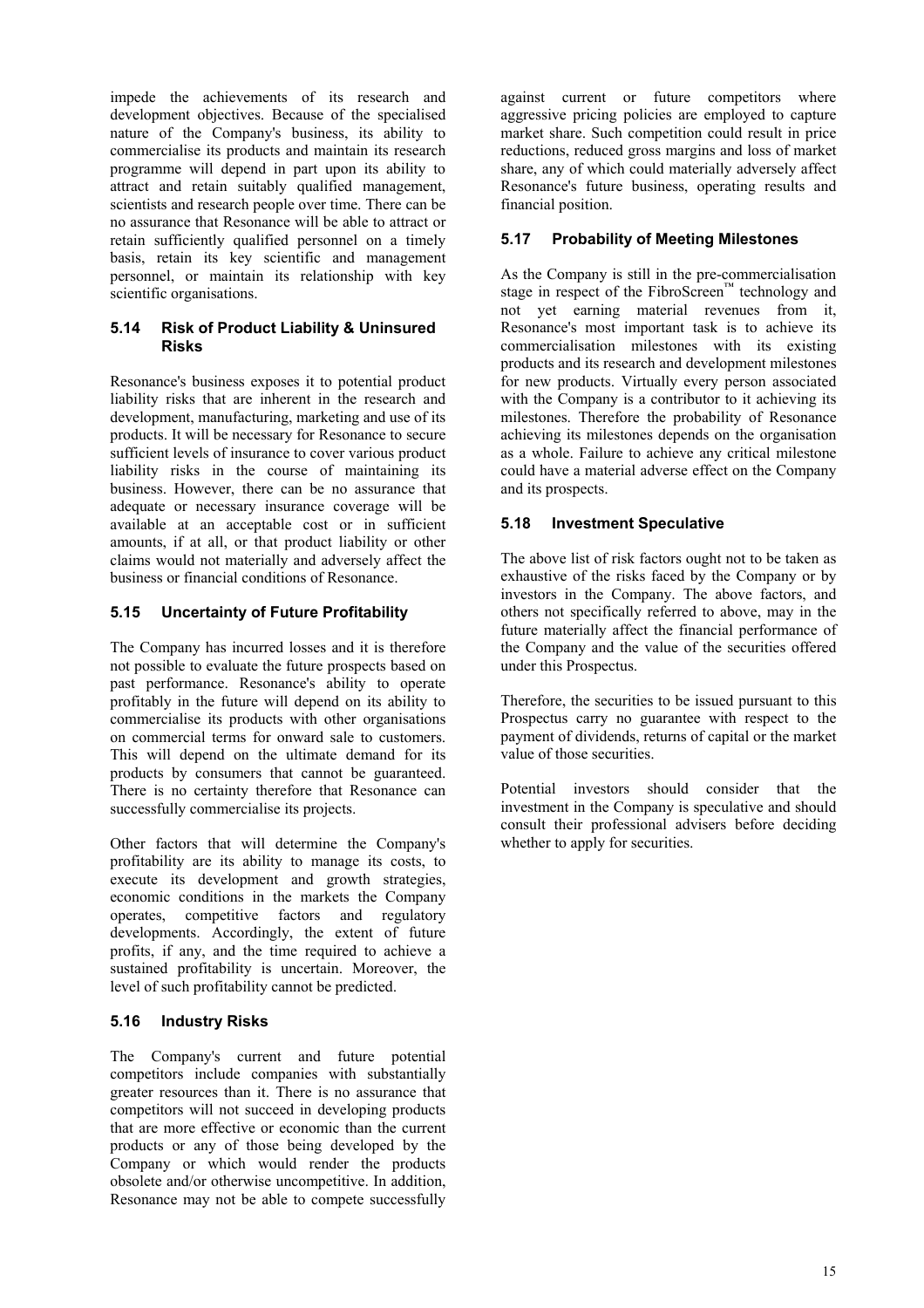impede the achievements of its research and development objectives. Because of the specialised nature of the Company's business, its ability to commercialise its products and maintain its research programme will depend in part upon its ability to attract and retain suitably qualified management, scientists and research people over time. There can be no assurance that Resonance will be able to attract or retain sufficiently qualified personnel on a timely basis, retain its key scientific and management personnel, or maintain its relationship with key scientific organisations.

### 5.14 Risk of Product Liability & Uninsured Risks

Resonance's business exposes it to potential product liability risks that are inherent in the research and development, manufacturing, marketing and use of its products. It will be necessary for Resonance to secure sufficient levels of insurance to cover various product liability risks in the course of maintaining its business. However, there can be no assurance that adequate or necessary insurance coverage will be available at an acceptable cost or in sufficient amounts, if at all, or that product liability or other claims would not materially and adversely affect the business or financial conditions of Resonance.

### 5.15 Uncertainty of Future Profitability

The Company has incurred losses and it is therefore not possible to evaluate the future prospects based on past performance. Resonance's ability to operate profitably in the future will depend on its ability to commercialise its products with other organisations on commercial terms for onward sale to customers. This will depend on the ultimate demand for its products by consumers that cannot be guaranteed. There is no certainty therefore that Resonance can successfully commercialise its projects.

Other factors that will determine the Company's profitability are its ability to manage its costs, to execute its development and growth strategies, economic conditions in the markets the Company operates, competitive factors and regulatory developments. Accordingly, the extent of future profits, if any, and the time required to achieve a sustained profitability is uncertain. Moreover, the level of such profitability cannot be predicted.

### 5.16 Industry Risks

The Company's current and future potential competitors include companies with substantially greater resources than it. There is no assurance that competitors will not succeed in developing products that are more effective or economic than the current products or any of those being developed by the Company or which would render the products obsolete and/or otherwise uncompetitive. In addition, Resonance may not be able to compete successfully against current or future competitors where aggressive pricing policies are employed to capture market share. Such competition could result in price reductions, reduced gross margins and loss of market share, any of which could materially adversely affect Resonance's future business, operating results and financial position.

### 5.17 Probability of Meeting Milestones

As the Company is still in the pre-commercialisation stage in respect of the FibroScreen™ technology and not yet earning material revenues from it, Resonance's most important task is to achieve its commercialisation milestones with its existing products and its research and development milestones for new products. Virtually every person associated with the Company is a contributor to it achieving its milestones. Therefore the probability of Resonance achieving its milestones depends on the organisation as a whole. Failure to achieve any critical milestone could have a material adverse effect on the Company and its prospects.

### 5.18 Investment Speculative

The above list of risk factors ought not to be taken as exhaustive of the risks faced by the Company or by investors in the Company. The above factors, and others not specifically referred to above, may in the future materially affect the financial performance of the Company and the value of the securities offered under this Prospectus.

Therefore, the securities to be issued pursuant to this Prospectus carry no guarantee with respect to the payment of dividends, returns of capital or the market value of those securities.

Potential investors should consider that the investment in the Company is speculative and should consult their professional advisers before deciding whether to apply for securities.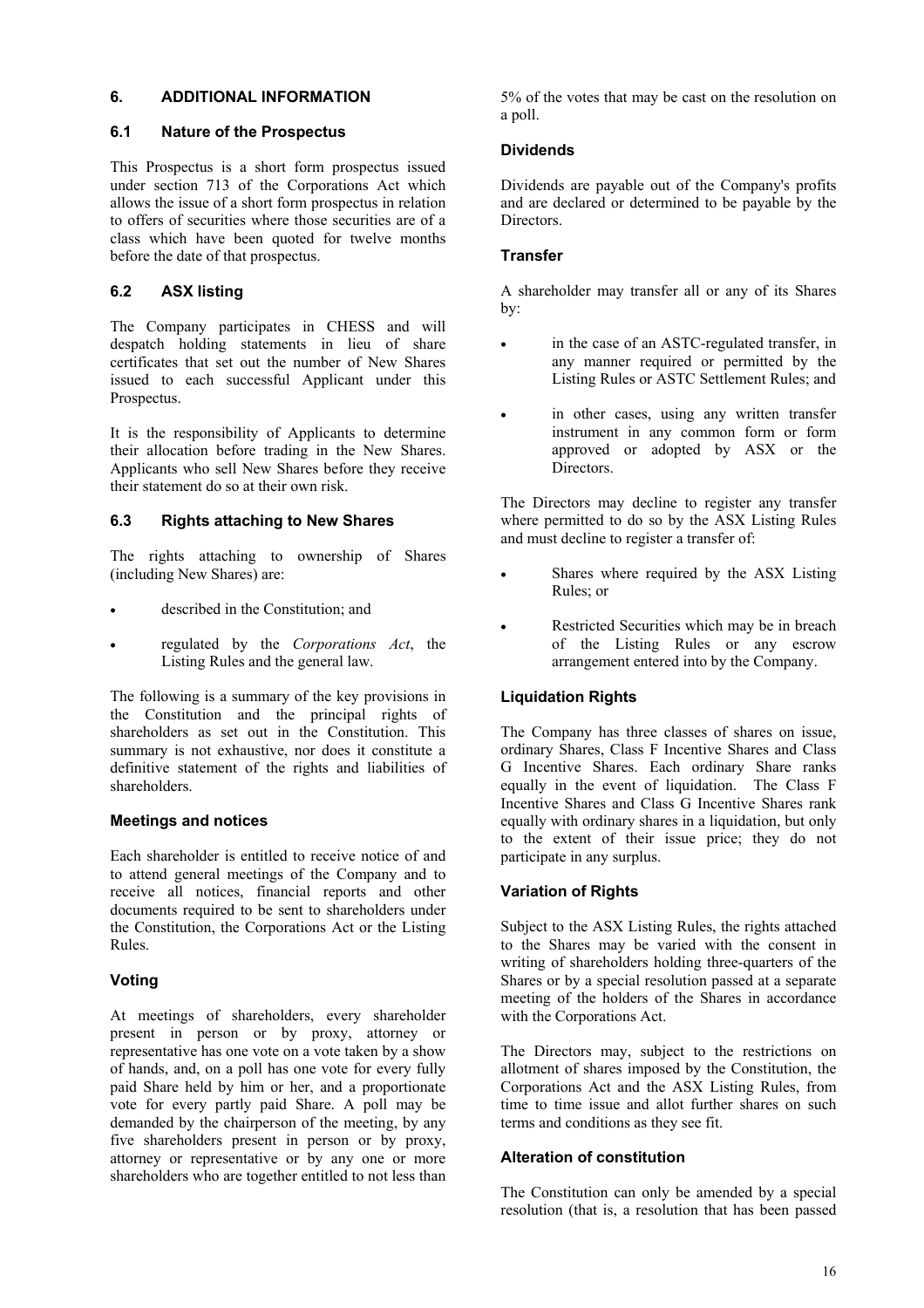# 6. ADDITIONAL INFORMATION

## 6.1 Nature of the Prospectus

This Prospectus is a short form prospectus issued under section 713 of the Corporations Act which allows the issue of a short form prospectus in relation to offers of securities where those securities are of a class which have been quoted for twelve months before the date of that prospectus.

## 6.2 ASX listing

The Company participates in CHESS and will despatch holding statements in lieu of share certificates that set out the number of New Shares issued to each successful Applicant under this Prospectus.

It is the responsibility of Applicants to determine their allocation before trading in the New Shares. Applicants who sell New Shares before they receive their statement do so at their own risk.

## 6.3 Rights attaching to New Shares

The rights attaching to ownership of Shares (including New Shares) are:

- described in the Constitution; and
- regulated by the *Corporations Act*, the Listing Rules and the general law.

The following is a summary of the key provisions in the Constitution and the principal rights of shareholders as set out in the Constitution. This summary is not exhaustive, nor does it constitute a definitive statement of the rights and liabilities of shareholders.

### Meetings and notices

Each shareholder is entitled to receive notice of and to attend general meetings of the Company and to receive all notices, financial reports and other documents required to be sent to shareholders under the Constitution, the Corporations Act or the Listing Rules.

### Voting

At meetings of shareholders, every shareholder present in person or by proxy, attorney or representative has one vote on a vote taken by a show of hands, and, on a poll has one vote for every fully paid Share held by him or her, and a proportionate vote for every partly paid Share. A poll may be demanded by the chairperson of the meeting, by any five shareholders present in person or by proxy, attorney or representative or by any one or more shareholders who are together entitled to not less than 5% of the votes that may be cast on the resolution on a poll.

### Dividends

Dividends are payable out of the Company's profits and are declared or determined to be payable by the Directors.

### Transfer

A shareholder may transfer all or any of its Shares by:

- in the case of an ASTC-regulated transfer, in any manner required or permitted by the Listing Rules or ASTC Settlement Rules; and
- in other cases, using any written transfer instrument in any common form or form approved or adopted by ASX or the Directors.

The Directors may decline to register any transfer where permitted to do so by the ASX Listing Rules and must decline to register a transfer of:

- Shares where required by the ASX Listing Rules; or
- Restricted Securities which may be in breach of the Listing Rules or any escrow arrangement entered into by the Company.

### Liquidation Rights

The Company has three classes of shares on issue, ordinary Shares, Class F Incentive Shares and Class G Incentive Shares. Each ordinary Share ranks equally in the event of liquidation. The Class F Incentive Shares and Class G Incentive Shares rank equally with ordinary shares in a liquidation, but only to the extent of their issue price; they do not participate in any surplus.

### Variation of Rights

Subject to the ASX Listing Rules, the rights attached to the Shares may be varied with the consent in writing of shareholders holding three-quarters of the Shares or by a special resolution passed at a separate meeting of the holders of the Shares in accordance with the Corporations Act.

The Directors may, subject to the restrictions on allotment of shares imposed by the Constitution, the Corporations Act and the ASX Listing Rules, from time to time issue and allot further shares on such terms and conditions as they see fit.

### Alteration of constitution

The Constitution can only be amended by a special resolution (that is, a resolution that has been passed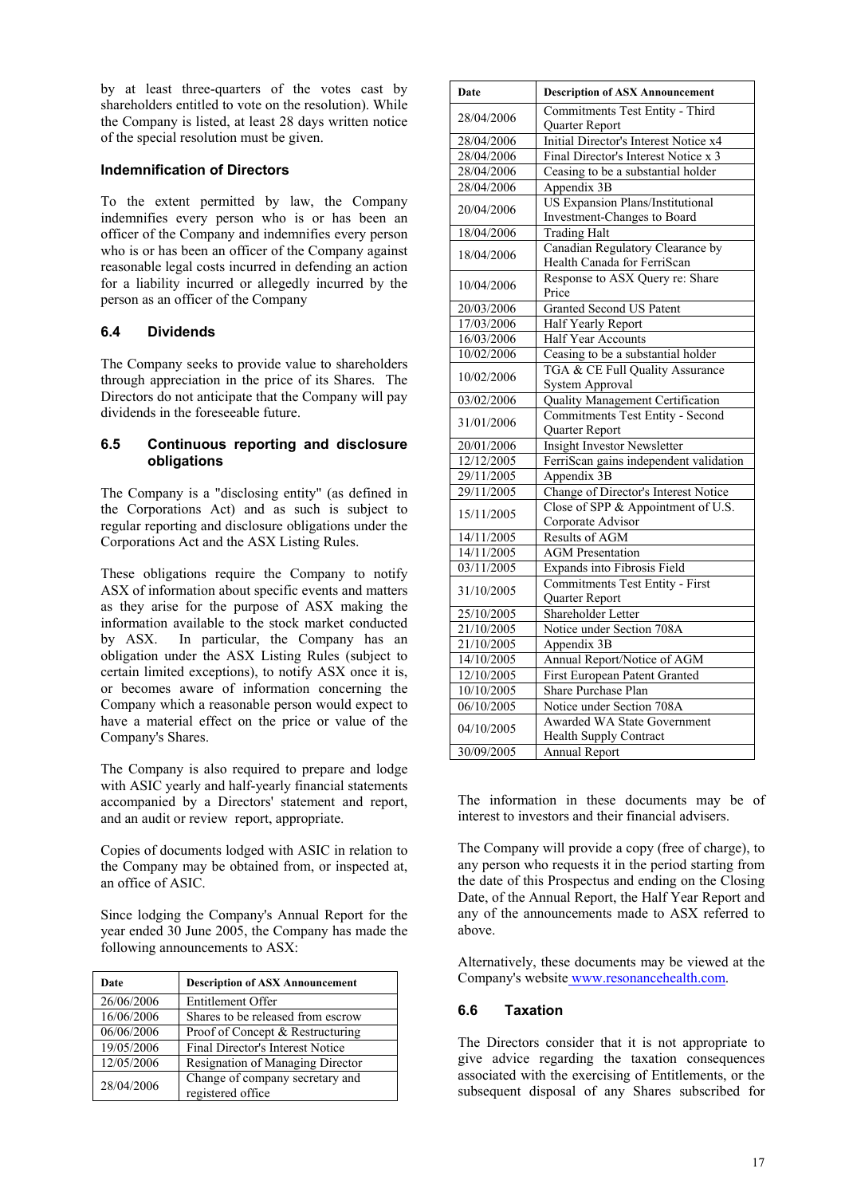by at least three-quarters of the votes cast by shareholders entitled to vote on the resolution). While the Company is listed, at least 28 days written notice of the special resolution must be given.

### Indemnification of Directors

To the extent permitted by law, the Company indemnifies every person who is or has been an officer of the Company and indemnifies every person who is or has been an officer of the Company against reasonable legal costs incurred in defending an action for a liability incurred or allegedly incurred by the person as an officer of the Company

## 6.4 Dividends

The Company seeks to provide value to shareholders through appreciation in the price of its Shares. The Directors do not anticipate that the Company will pay dividends in the foreseeable future.

## 6.5 Continuous reporting and disclosure obligations

The Company is a "disclosing entity" (as defined in the Corporations Act) and as such is subject to regular reporting and disclosure obligations under the Corporations Act and the ASX Listing Rules.

These obligations require the Company to notify ASX of information about specific events and matters as they arise for the purpose of ASX making the information available to the stock market conducted by ASX. In particular, the Company has an obligation under the ASX Listing Rules (subject to certain limited exceptions), to notify ASX once it is, or becomes aware of information concerning the Company which a reasonable person would expect to have a material effect on the price or value of the Company's Shares.

The Company is also required to prepare and lodge with ASIC yearly and half-yearly financial statements accompanied by a Directors' statement and report, and an audit or review report, appropriate.

Copies of documents lodged with ASIC in relation to the Company may be obtained from, or inspected at, an office of ASIC.

Since lodging the Company's Annual Report for the year ended 30 June 2005, the Company has made the following announcements to ASX:

| Date | Description of ASX Announcement |
|---|---|
| 26/06/2006 | Entitlement Offer |
| 16/06/2006 | Shares to be released from escrow |
| 06/06/2006 | Proof of Concept & Restructuring |
| 19/05/2006 | Final Director's Interest Notice |
| 12/05/2006 | Resignation of Managing Director |
| 28/04/2006 | Change of company secretary and registered office |
| 28/04/2006 | Commitments Test Entity - Third Quarter Report |
| 28/04/2006 | Initial Director's Interest Notice x4 |
| 28/04/2006 | Final Director's Interest Notice x 3 |
| 28/04/2006 | Ceasing to be a substantial holder |
| 28/04/2006 | Appendix 3B |
| 20/04/2006 | US Expansion Plans/Institutional Investment-Changes to Board |
| 18/04/2006 | Trading Halt |
| 18/04/2006 | Canadian Regulatory Clearance by Health Canada for FerriScan |
| 10/04/2006 | Response to ASX Query re: Share Price |
| 20/03/2006 | Granted Second US Patent |
| 17/03/2006 | Half Yearly Report |
| 16/03/2006 | Half Year Accounts |
| 10/02/2006 | Ceasing to be a substantial holder |
| 10/02/2006 | TGA & CE Full Quality Assurance System Approval |
| 03/02/2006 | Quality Management Certification |
| 31/01/2006 | Commitments Test Entity - Second Quarter Report |
| 20/01/2006 | Insight Investor Newsletter |
| 12/12/2005 | FerriScan gains independent validation |
| 29/11/2005 | Appendix 3B |
| 29/11/2005 | Change of Director's Interest Notice |
| 15/11/2005 | Close of SPP & Appointment of U.S. Corporate Advisor |
| 14/11/2005 | Results of AGM |
| 14/11/2005 | AGM Presentation |
| 03/11/2005 | Expands into Fibrosis Field |
| 31/10/2005 | Commitments Test Entity - First Quarter Report |
| 25/10/2005 | Shareholder Letter |
| 21/10/2005 | Notice under Section 708A |
| 21/10/2005 | Appendix 3B |
| 14/10/2005 | Annual Report/Notice of AGM |
| 12/10/2005 | First European Patent Granted |
| 10/10/2005 | Share Purchase Plan |
| 06/10/2005 | Notice under Section 708A |
| 04/10/2005 | Awarded WA State Government Health Supply Contract |
| 30/09/2005 | Annual Report |

The information in these documents may be of interest to investors and their financial advisers.

The Company will provide a copy (free of charge), to any person who requests it in the period starting from the date of this Prospectus and ending on the Closing Date, of the Annual Report, the Half Year Report and any of the announcements made to ASX referred to above.

Alternatively, these documents may be viewed at the Company's website www.resonancehealth.com.

## 6.6 Taxation

The Directors consider that it is not appropriate to give advice regarding the taxation consequences associated with the exercising of Entitlements, or the subsequent disposal of any Shares subscribed for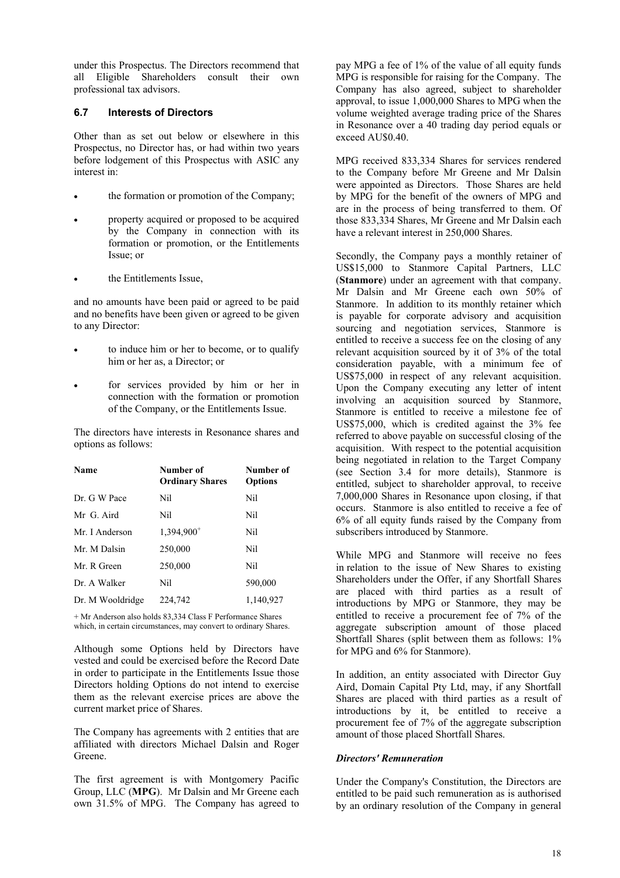under this Prospectus. The Directors recommend that all Eligible Shareholders consult their own professional tax advisors.

### 6.7 Interests of Directors

Other than as set out below or elsewhere in this Prospectus, no Director has, or had within two years before lodgement of this Prospectus with ASIC any interest in:

- the formation or promotion of the Company;
- property acquired or proposed to be acquired by the Company in connection with its formation or promotion, or the Entitlements Issue; or
- the Entitlements Issue,

and no amounts have been paid or agreed to be paid and no benefits have been given or agreed to be given to any Director:

- to induce him or her to become, or to qualify him or her as, a Director; or
- for services provided by him or her in connection with the formation or promotion of the Company, or the Entitlements Issue.

The directors have interests in Resonance shares and options as follows:

| Name | Number of Ordinary Shares | Number of Options |
|---|---|---|
| Dr. G W Pace | Nil | Nil |
| Mr G. Aird | Nil | Nil |
| Mr. I Anderson | 1,394,900+ | Nil |
| Mr. M Dalsin | 250,000 | Nil |
| Mr. R Green | 250,000 | Nil |
| Dr. A Walker | Nil | 590,000 |
| Dr. M Wooldridge | 224,742 | 1,140,927 |

+ Mr Anderson also holds 83,334 Class F Performance Shares which, in certain circumstances, may convert to ordinary Shares.

Although some Options held by Directors have vested and could be exercised before the Record Date in order to participate in the Entitlements Issue those Directors holding Options do not intend to exercise them as the relevant exercise prices are above the current market price of Shares.

The Company has agreements with 2 entities that are affiliated with directors Michael Dalsin and Roger Greene.

The first agreement is with Montgomery Pacific Group, LLC (**MPG**). Mr Dalsin and Mr Greene each own 31.5% of MPG. The Company has agreed to pay MPG a fee of 1% of the value of all equity funds MPG is responsible for raising for the Company. The Company has also agreed, subject to shareholder approval, to issue 1,000,000 Shares to MPG when the volume weighted average trading price of the Shares in Resonance over a 40 trading day period equals or exceed AU$0.40.

MPG received 833,334 Shares for services rendered to the Company before Mr Greene and Mr Dalsin were appointed as Directors. Those Shares are held by MPG for the benefit of the owners of MPG and are in the process of being transferred to them. Of those 833,334 Shares, Mr Greene and Mr Dalsin each have a relevant interest in 250,000 Shares.

Secondly, the Company pays a monthly retainer of US$15,000 to Stanmore Capital Partners, LLC (**Stanmore**) under an agreement with that company. Mr Dalsin and Mr Greene each own 50% of Stanmore. In addition to its monthly retainer which is payable for corporate advisory and acquisition sourcing and negotiation services, Stanmore is entitled to receive a success fee on the closing of any relevant acquisition sourced by it of 3% of the total consideration payable, with a minimum fee of US$75,000 in respect of any relevant acquisition. Upon the Company executing any letter of intent involving an acquisition sourced by Stanmore, Stanmore is entitled to receive a milestone fee of US$75,000, which is credited against the 3% fee referred to above payable on successful closing of the acquisition. With respect to the potential acquisition being negotiated in relation to the Target Company (see Section 3.4 for more details), Stanmore is entitled, subject to shareholder approval, to receive 7,000,000 Shares in Resonance upon closing, if that occurs. Stanmore is also entitled to receive a fee of 6% of all equity funds raised by the Company from subscribers introduced by Stanmore.

While MPG and Stanmore will receive no fees in relation to the issue of New Shares to existing Shareholders under the Offer, if any Shortfall Shares are placed with third parties as a result of introductions by MPG or Stanmore, they may be entitled to receive a procurement fee of 7% of the aggregate subscription amount of those placed Shortfall Shares (split between them as follows: 1% for MPG and 6% for Stanmore).

In addition, an entity associated with Director Guy Aird, Domain Capital Pty Ltd, may, if any Shortfall Shares are placed with third parties as a result of introductions by it, be entitled to receive a procurement fee of 7% of the aggregate subscription amount of those placed Shortfall Shares.

***Directors' Remuneration***

Under the Company's Constitution, the Directors are entitled to be paid such remuneration as is authorised by an ordinary resolution of the Company in general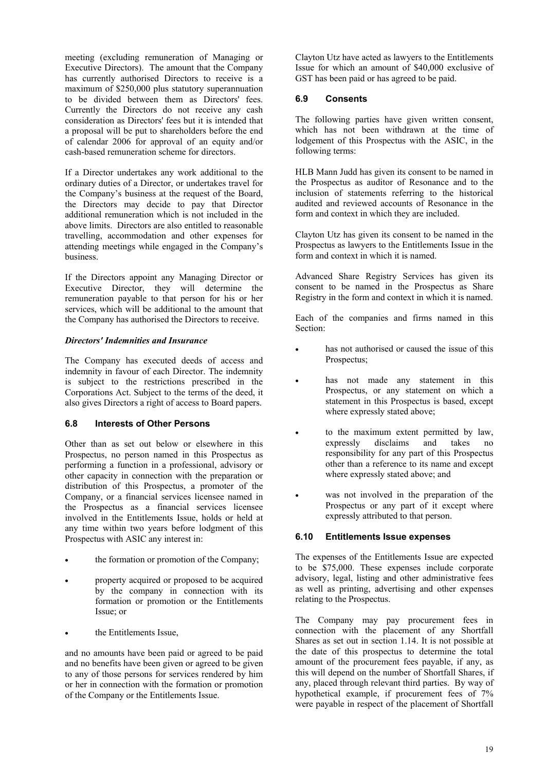meeting (excluding remuneration of Managing or Executive Directors). The amount that the Company has currently authorised Directors to receive is a maximum of $250,000 plus statutory superannuation to be divided between them as Directors' fees. Currently the Directors do not receive any cash consideration as Directors' fees but it is intended that a proposal will be put to shareholders before the end of calendar 2006 for approval of an equity and/or cash-based remuneration scheme for directors.

If a Director undertakes any work additional to the ordinary duties of a Director, or undertakes travel for the Company's business at the request of the Board, the Directors may decide to pay that Director additional remuneration which is not included in the above limits. Directors are also entitled to reasonable travelling, accommodation and other expenses for attending meetings while engaged in the Company's business.

If the Directors appoint any Managing Director or Executive Director, they will determine the remuneration payable to that person for his or her services, which will be additional to the amount that the Company has authorised the Directors to receive.

***Directors' Indemnities and Insurance***

The Company has executed deeds of access and indemnity in favour of each Director. The indemnity is subject to the restrictions prescribed in the Corporations Act. Subject to the terms of the deed, it also gives Directors a right of access to Board papers.

### 6.8 Interests of Other Persons

Other than as set out below or elsewhere in this Prospectus, no person named in this Prospectus as performing a function in a professional, advisory or other capacity in connection with the preparation or distribution of this Prospectus, a promoter of the Company, or a financial services licensee named in the Prospectus as a financial services licensee involved in the Entitlements Issue, holds or held at any time within two years before lodgment of this Prospectus with ASIC any interest in:

- the formation or promotion of the Company;
- property acquired or proposed to be acquired by the company in connection with its formation or promotion or the Entitlements Issue; or
- the Entitlements Issue,

and no amounts have been paid or agreed to be paid and no benefits have been given or agreed to be given to any of those persons for services rendered by him or her in connection with the formation or promotion of the Company or the Entitlements Issue.

Clayton Utz have acted as lawyers to the Entitlements Issue for which an amount of $40,000 exclusive of GST has been paid or has agreed to be paid.

### 6.9 Consents

The following parties have given written consent, which has not been withdrawn at the time of lodgement of this Prospectus with the ASIC, in the following terms:

HLB Mann Judd has given its consent to be named in the Prospectus as auditor of Resonance and to the inclusion of statements referring to the historical audited and reviewed accounts of Resonance in the form and context in which they are included.

Clayton Utz has given its consent to be named in the Prospectus as lawyers to the Entitlements Issue in the form and context in which it is named.

Advanced Share Registry Services has given its consent to be named in the Prospectus as Share Registry in the form and context in which it is named.

Each of the companies and firms named in this Section:

- has not authorised or caused the issue of this Prospectus;
- has not made any statement in this Prospectus, or any statement on which a statement in this Prospectus is based, except where expressly stated above;
- to the maximum extent permitted by law, expressly disclaims and takes no responsibility for any part of this Prospectus other than a reference to its name and except where expressly stated above; and
- was not involved in the preparation of the Prospectus or any part of it except where expressly attributed to that person.

### 6.10 Entitlements Issue expenses

The expenses of the Entitlements Issue are expected to be $75,000. These expenses include corporate advisory, legal, listing and other administrative fees as well as printing, advertising and other expenses relating to the Prospectus.

The Company may pay procurement fees in connection with the placement of any Shortfall Shares as set out in section 1.14. It is not possible at the date of this prospectus to determine the total amount of the procurement fees payable, if any, as this will depend on the number of Shortfall Shares, if any, placed through relevant third parties. By way of hypothetical example, if procurement fees of 7% were payable in respect of the placement of Shortfall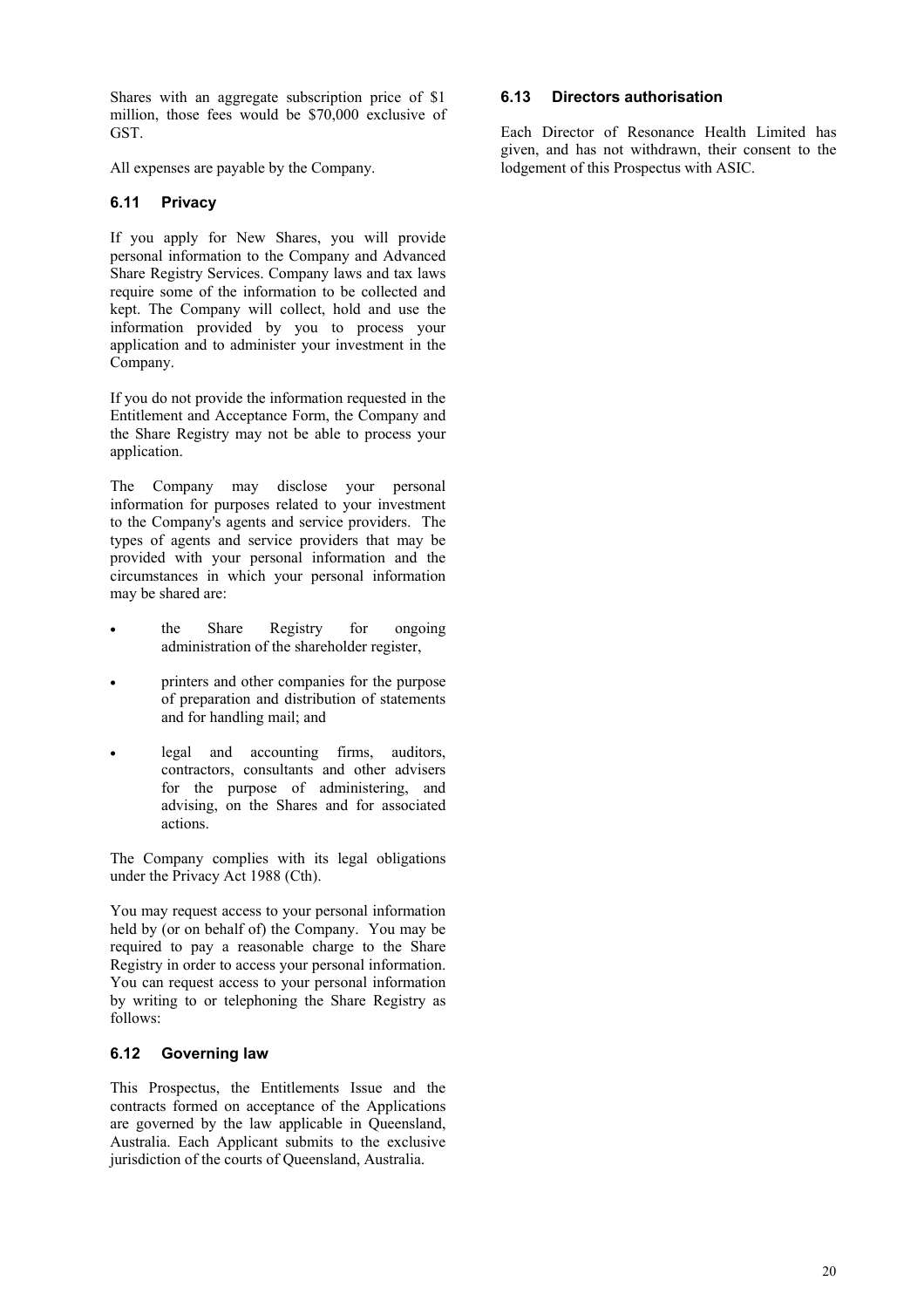Shares with an aggregate subscription price of $1 million, those fees would be $70,000 exclusive of GST.

All expenses are payable by the Company.

### 6.11 Privacy

If you apply for New Shares, you will provide personal information to the Company and Advanced Share Registry Services. Company laws and tax laws require some of the information to be collected and kept. The Company will collect, hold and use the information provided by you to process your application and to administer your investment in the Company.

If you do not provide the information requested in the Entitlement and Acceptance Form, the Company and the Share Registry may not be able to process your application.

The Company may disclose your personal information for purposes related to your investment to the Company's agents and service providers. The types of agents and service providers that may be provided with your personal information and the circumstances in which your personal information may be shared are:

- the Share Registry for ongoing administration of the shareholder register,
- printers and other companies for the purpose of preparation and distribution of statements and for handling mail; and
- legal and accounting firms, auditors, contractors, consultants and other advisers for the purpose of administering, and advising, on the Shares and for associated actions.

The Company complies with its legal obligations under the Privacy Act 1988 (Cth).

You may request access to your personal information held by (or on behalf of) the Company. You may be required to pay a reasonable charge to the Share Registry in order to access your personal information. You can request access to your personal information by writing to or telephoning the Share Registry as follows:

### 6.12 Governing law

This Prospectus, the Entitlements Issue and the contracts formed on acceptance of the Applications are governed by the law applicable in Queensland, Australia. Each Applicant submits to the exclusive jurisdiction of the courts of Queensland, Australia.

### 6.13 Directors authorisation

Each Director of Resonance Health Limited has given, and has not withdrawn, their consent to the lodgement of this Prospectus with ASIC.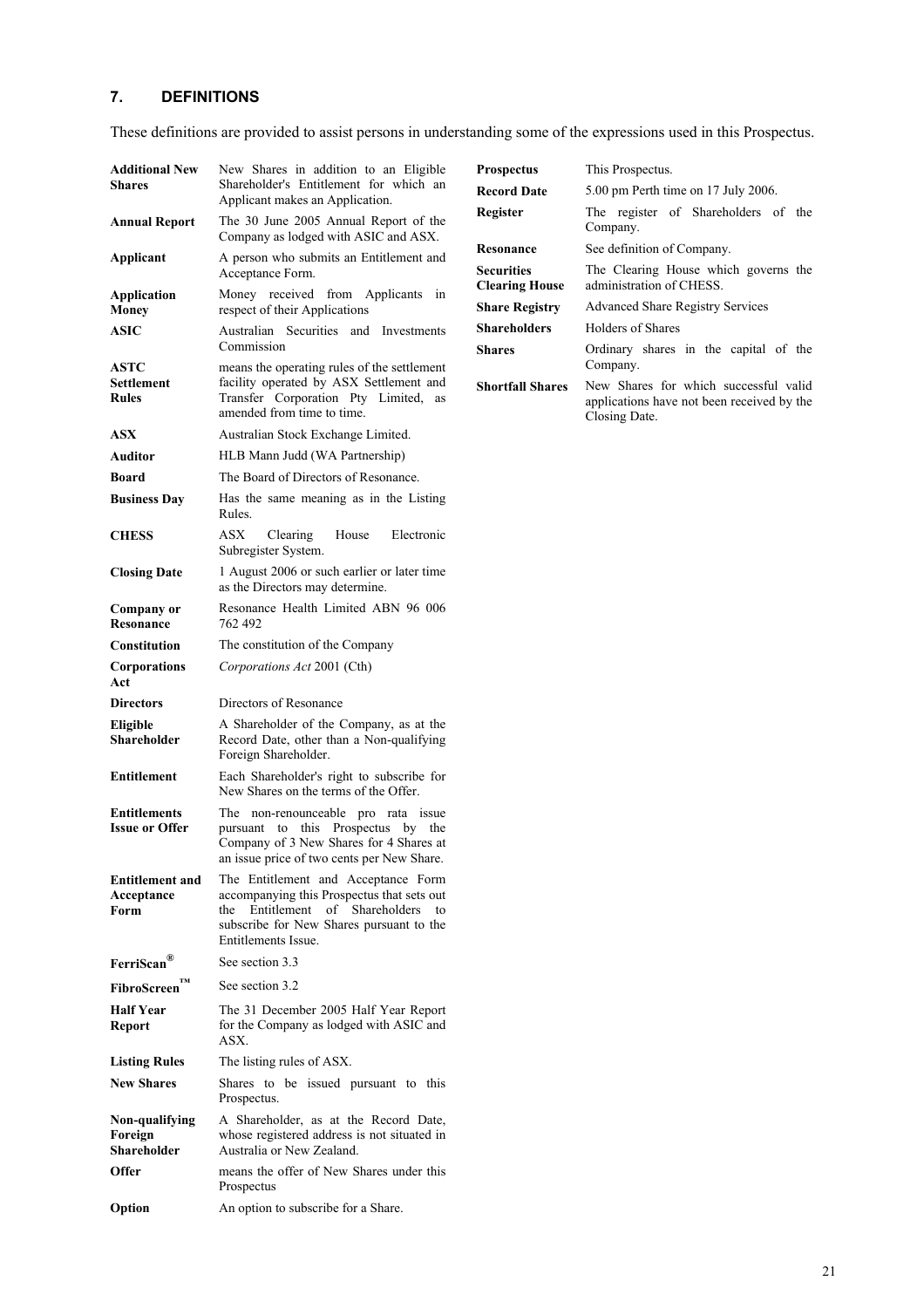## 7. DEFINITIONS

These definitions are provided to assist persons in understanding some of the expressions used in this Prospectus.

| | |
|---|---|
| **Additional New Shares** | New Shares in addition to an Eligible Shareholder's Entitlement for which an Applicant makes an Application. |
| **Annual Report** | The 30 June 2005 Annual Report of the Company as lodged with ASIC and ASX. |
| **Applicant** | A person who submits an Entitlement and Acceptance Form. |
| **Application Money** | Money received from Applicants in respect of their Applications |
| **ASIC** | Australian Securities and Investments Commission |
| **ASTC Settlement Rules** | means the operating rules of the settlement facility operated by ASX Settlement and Transfer Corporation Pty Limited, as amended from time to time. |
| **ASX** | Australian Stock Exchange Limited. |
| **Auditor** | HLB Mann Judd (WA Partnership) |
| **Board** | The Board of Directors of Resonance. |
| **Business Day** | Has the same meaning as in the Listing Rules. |
| **CHESS** | ASX Clearing House Electronic Subregister System. |
| **Closing Date** | 1 August 2006 or such earlier or later time as the Directors may determine. |
| **Company or Resonance** | Resonance Health Limited ABN 96 006 762 492 |
| **Constitution** | The constitution of the Company |
| **Corporations Act** | *Corporations Act* 2001 (Cth) |
| **Directors** | Directors of Resonance |
| **Eligible Shareholder** | A Shareholder of the Company, as at the Record Date, other than a Non-qualifying Foreign Shareholder. |
| **Entitlement** | Each Shareholder's right to subscribe for New Shares on the terms of the Offer. |
| **Entitlements Issue or Offer** | The non-renounceable pro rata issue pursuant to this Prospectus by the Company of 3 New Shares for 4 Shares at an issue price of two cents per New Share. |
| **Entitlement and Acceptance Form** | The Entitlement and Acceptance Form accompanying this Prospectus that sets out the Entitlement of Shareholders to subscribe for New Shares pursuant to the Entitlements Issue. |
| **FerriScan®** | See section 3.3 |
| **FibroScreen™** | See section 3.2 |
| **Half Year Report** | The 31 December 2005 Half Year Report for the Company as lodged with ASIC and ASX. |
| **Listing Rules** | The listing rules of ASX. |
| **New Shares** | Shares to be issued pursuant to this Prospectus. |
| **Non-qualifying Foreign Shareholder** | A Shareholder, as at the Record Date, whose registered address is not situated in Australia or New Zealand. |
| **Offer** | means the offer of New Shares under this Prospectus |
| **Option** | An option to subscribe for a Share. |
| **Prospectus** | This Prospectus. |
| **Record Date** | 5.00 pm Perth time on 17 July 2006. |
| **Register** | The register of Shareholders of the Company. |
| **Resonance** | See definition of Company. |
| **Securities Clearing House** | The Clearing House which governs the administration of CHESS. |
| **Share Registry** | Advanced Share Registry Services |
| **Shareholders** | Holders of Shares |
| **Shares** | Ordinary shares in the capital of the Company. |
| **Shortfall Shares** | New Shares for which successful valid applications have not been received by the Closing Date. |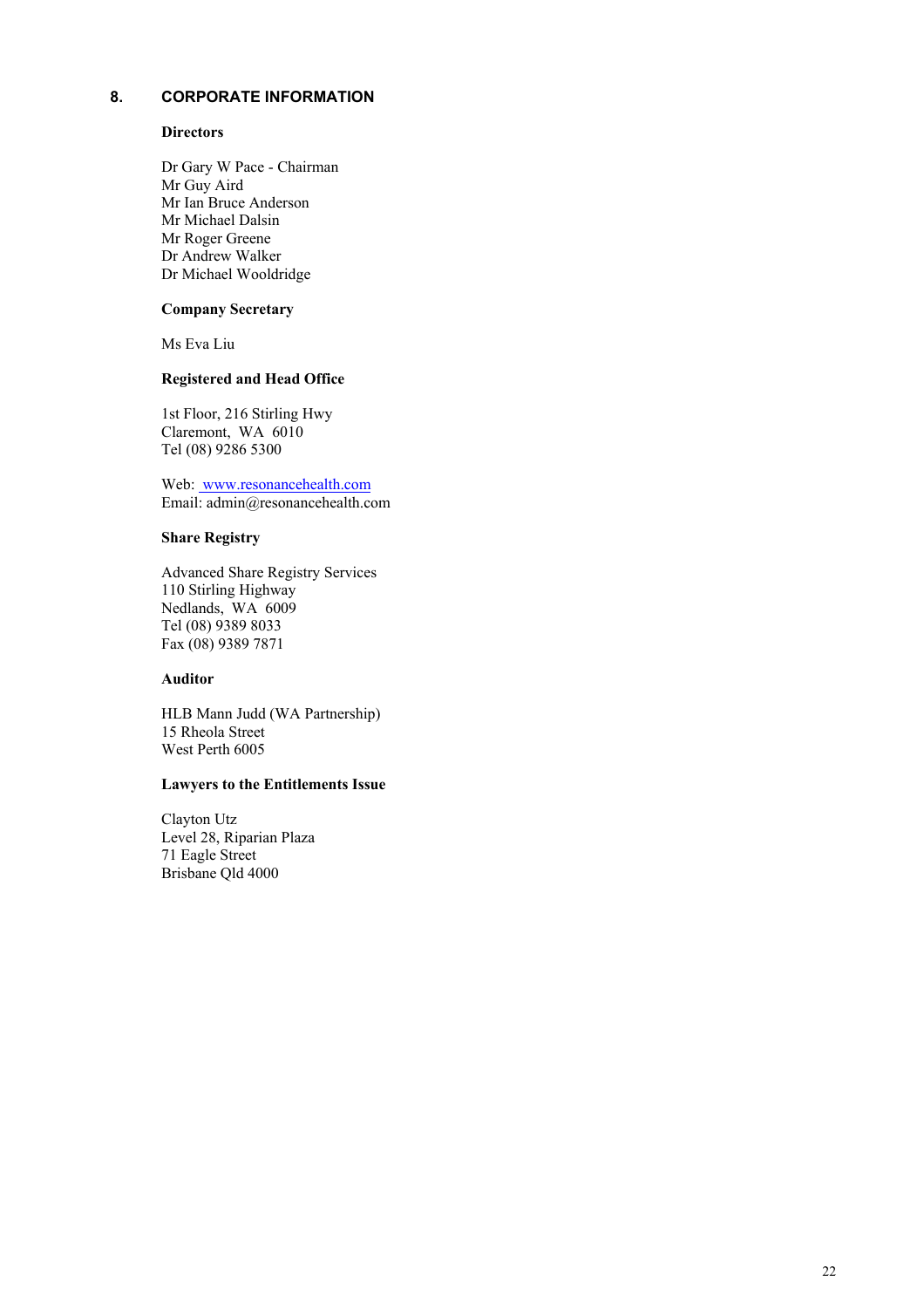## 8. CORPORATE INFORMATION

**Directors**

Dr Gary W Pace - Chairman
Mr Guy Aird
Mr Ian Bruce Anderson
Mr Michael Dalsin
Mr Roger Greene
Dr Andrew Walker
Dr Michael Wooldridge

**Company Secretary**

Ms Eva Liu

**Registered and Head Office**

1st Floor, 216 Stirling Hwy
Claremont, WA 6010
Tel (08) 9286 5300

Web: www.resonancehealth.com
Email: admin@resonancehealth.com

**Share Registry**

Advanced Share Registry Services
110 Stirling Highway
Nedlands, WA 6009
Tel (08) 9389 8033
Fax (08) 9389 7871

**Auditor**

HLB Mann Judd (WA Partnership)
15 Rheola Street
West Perth 6005

**Lawyers to the Entitlements Issue**

Clayton Utz
Level 28, Riparian Plaza
71 Eagle Street
Brisbane Qld 4000